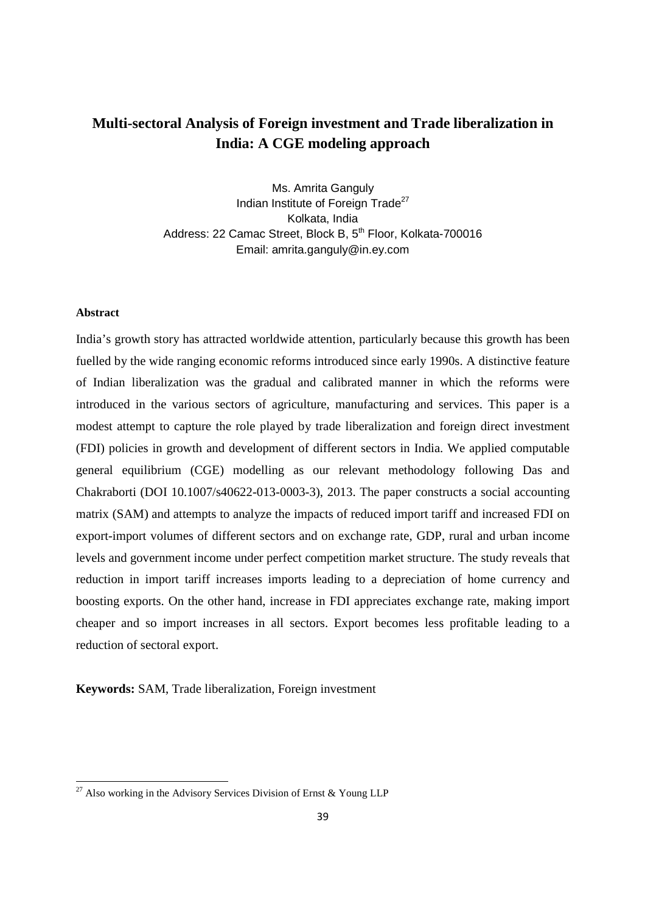# Multi-sectoral Analysis of Foreign investment and Trade liberalization in India: A CGE modeling approach

Ms. Amrita Ganguly  
Indian Institute of Foreign Trade[27]  
Kolkata, India  
Address: 22 Camac Street, Block B, 5th Floor, Kolkata-700016  
Email: amrita.ganguly@in.ey.com

**Abstract**

India's growth story has attracted worldwide attention, particularly because this growth has been fuelled by the wide ranging economic reforms introduced since early 1990s. A distinctive feature of Indian liberalization was the gradual and calibrated manner in which the reforms were introduced in the various sectors of agriculture, manufacturing and services. This paper is a modest attempt to capture the role played by trade liberalization and foreign direct investment (FDI) policies in growth and development of different sectors in India. We applied computable general equilibrium (CGE) modelling as our relevant methodology following Das and Chakraborti (DOI 10.1007/s40622-013-0003-3), 2013. The paper constructs a social accounting matrix (SAM) and attempts to analyze the impacts of reduced import tariff and increased FDI on export-import volumes of different sectors and on exchange rate, GDP, rural and urban income levels and government income under perfect competition market structure. The study reveals that reduction in import tariff increases imports leading to a depreciation of home currency and boosting exports. On the other hand, increase in FDI appreciates exchange rate, making import cheaper and so import increases in all sectors. Export becomes less profitable leading to a reduction of sectoral export.

**Keywords:** SAM, Trade liberalization, Foreign investment

---

[27] Also working in the Advisory Services Division of Ernst & Young LLP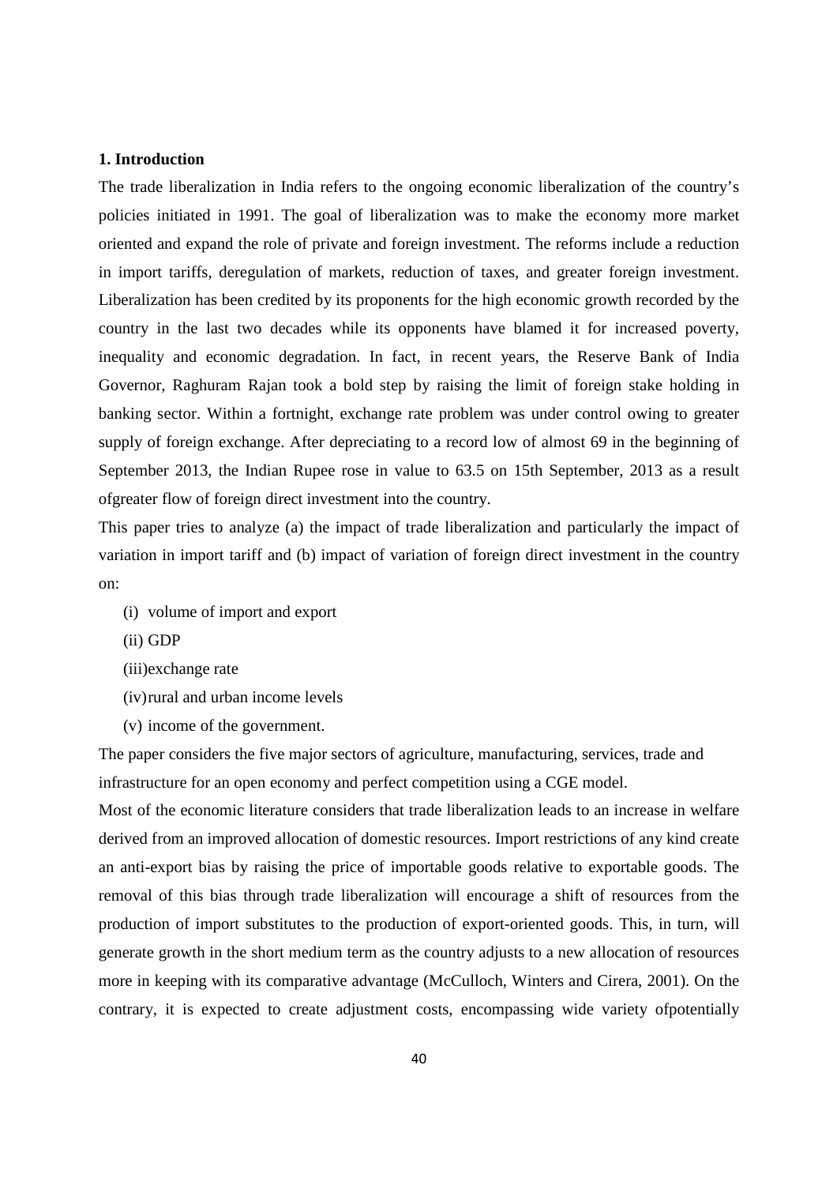## 1. Introduction

The trade liberalization in India refers to the ongoing economic liberalization of the country's policies initiated in 1991. The goal of liberalization was to make the economy more market oriented and expand the role of private and foreign investment. The reforms include a reduction in import tariffs, deregulation of markets, reduction of taxes, and greater foreign investment. Liberalization has been credited by its proponents for the high economic growth recorded by the country in the last two decades while its opponents have blamed it for increased poverty, inequality and economic degradation. In fact, in recent years, the Reserve Bank of India Governor, Raghuram Rajan took a bold step by raising the limit of foreign stake holding in banking sector. Within a fortnight, exchange rate problem was under control owing to greater supply of foreign exchange. After depreciating to a record low of almost 69 in the beginning of September 2013, the Indian Rupee rose in value to 63.5 on 15th September, 2013 as a result ofgreater flow of foreign direct investment into the country.

This paper tries to analyze (a) the impact of trade liberalization and particularly the impact of variation in import tariff and (b) impact of variation of foreign direct investment in the country on:

(i) volume of import and export

(ii) GDP

(iii)exchange rate

(iv)rural and urban income levels

(v) income of the government.

The paper considers the five major sectors of agriculture, manufacturing, services, trade and infrastructure for an open economy and perfect competition using a CGE model.

Most of the economic literature considers that trade liberalization leads to an increase in welfare derived from an improved allocation of domestic resources. Import restrictions of any kind create an anti-export bias by raising the price of importable goods relative to exportable goods. The removal of this bias through trade liberalization will encourage a shift of resources from the production of import substitutes to the production of export-oriented goods. This, in turn, will generate growth in the short medium term as the country adjusts to a new allocation of resources more in keeping with its comparative advantage (McCulloch, Winters and Cirera, 2001). On the contrary, it is expected to create adjustment costs, encompassing wide variety ofpotentially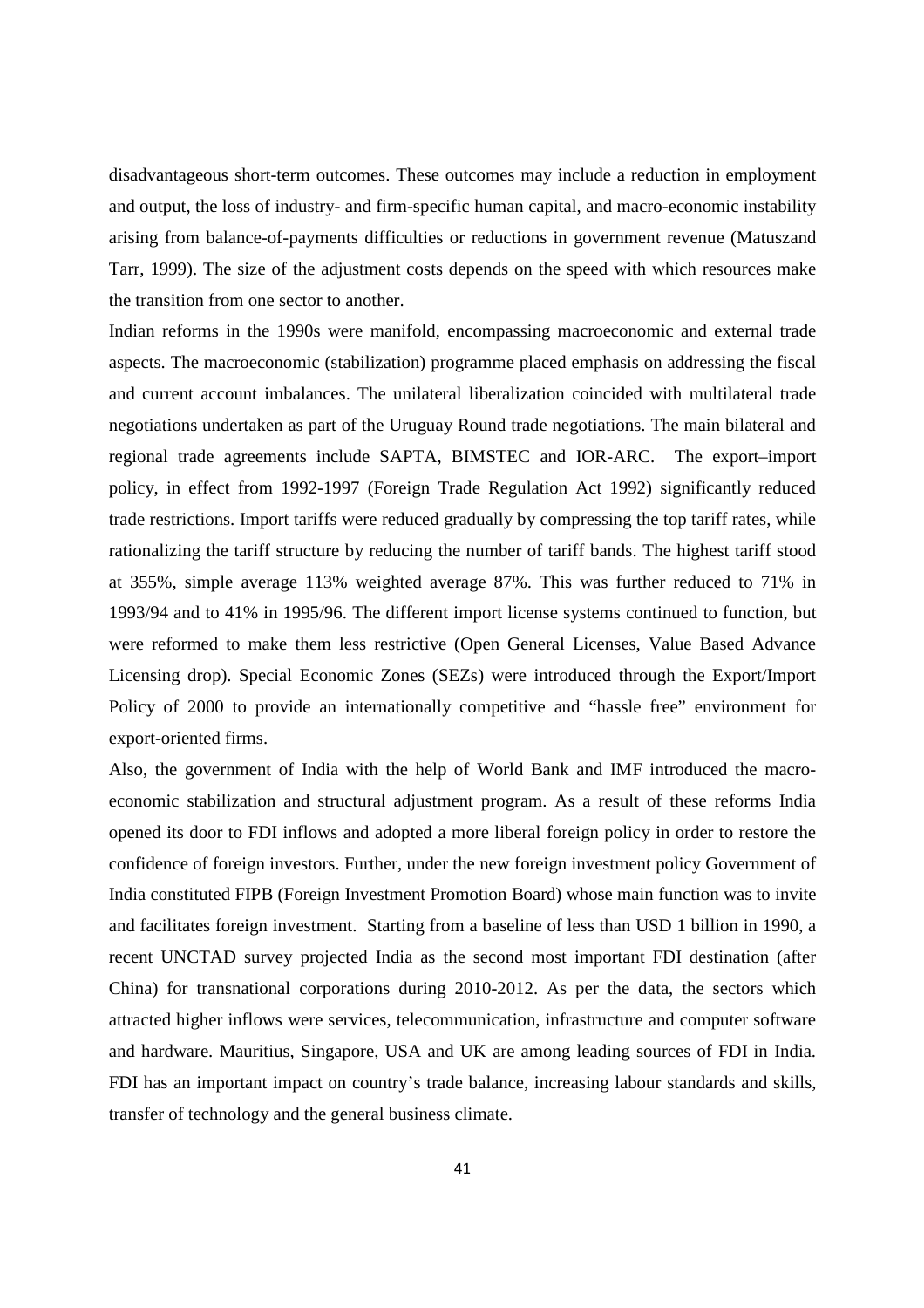disadvantageous short-term outcomes. These outcomes may include a reduction in employment and output, the loss of industry- and firm-specific human capital, and macro-economic instability arising from balance-of-payments difficulties or reductions in government revenue (Matuszand Tarr, 1999). The size of the adjustment costs depends on the speed with which resources make the transition from one sector to another.

Indian reforms in the 1990s were manifold, encompassing macroeconomic and external trade aspects. The macroeconomic (stabilization) programme placed emphasis on addressing the fiscal and current account imbalances. The unilateral liberalization coincided with multilateral trade negotiations undertaken as part of the Uruguay Round trade negotiations. The main bilateral and regional trade agreements include SAPTA, BIMSTEC and IOR-ARC. The export–import policy, in effect from 1992-1997 (Foreign Trade Regulation Act 1992) significantly reduced trade restrictions. Import tariffs were reduced gradually by compressing the top tariff rates, while rationalizing the tariff structure by reducing the number of tariff bands. The highest tariff stood at 355%, simple average 113% weighted average 87%. This was further reduced to 71% in 1993/94 and to 41% in 1995/96. The different import license systems continued to function, but were reformed to make them less restrictive (Open General Licenses, Value Based Advance Licensing drop). Special Economic Zones (SEZs) were introduced through the Export/Import Policy of 2000 to provide an internationally competitive and "hassle free" environment for export-oriented firms.

Also, the government of India with the help of World Bank and IMF introduced the macro-economic stabilization and structural adjustment program. As a result of these reforms India opened its door to FDI inflows and adopted a more liberal foreign policy in order to restore the confidence of foreign investors. Further, under the new foreign investment policy Government of India constituted FIPB (Foreign Investment Promotion Board) whose main function was to invite and facilitates foreign investment. Starting from a baseline of less than USD 1 billion in 1990, a recent UNCTAD survey projected India as the second most important FDI destination (after China) for transnational corporations during 2010-2012. As per the data, the sectors which attracted higher inflows were services, telecommunication, infrastructure and computer software and hardware. Mauritius, Singapore, USA and UK are among leading sources of FDI in India. FDI has an important impact on country's trade balance, increasing labour standards and skills, transfer of technology and the general business climate.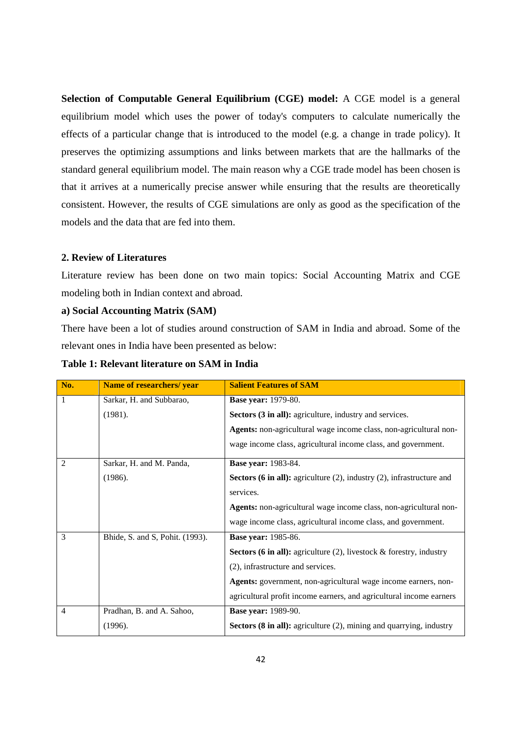**Selection of Computable General Equilibrium (CGE) model:** A CGE model is a general equilibrium model which uses the power of today's computers to calculate numerically the effects of a particular change that is introduced to the model (e.g. a change in trade policy). It preserves the optimizing assumptions and links between markets that are the hallmarks of the standard general equilibrium model. The main reason why a CGE trade model has been chosen is that it arrives at a numerically precise answer while ensuring that the results are theoretically consistent. However, the results of CGE simulations are only as good as the specification of the models and the data that are fed into them.

## 2. Review of Literatures

Literature review has been done on two main topics: Social Accounting Matrix and CGE modeling both in Indian context and abroad.

### a) Social Accounting Matrix (SAM)

There have been a lot of studies around construction of SAM in India and abroad. Some of the relevant ones in India have been presented as below:

**Table 1: Relevant literature on SAM in India**

| No. | Name of researchers/ year | Salient Features of SAM |
|---|---|---|
| 1 | Sarkar, H. and Subbarao, (1981). | **Base year:** 1979-80.<br>**Sectors (3 in all):** agriculture, industry and services.<br>**Agents:** non-agricultural wage income class, non-agricultural non-wage income class, agricultural income class, and government. |
| 2 | Sarkar, H. and M. Panda, (1986). | **Base year:** 1983-84.<br>**Sectors (6 in all):** agriculture (2), industry (2), infrastructure and services.<br>**Agents:** non-agricultural wage income class, non-agricultural non-wage income class, agricultural income class, and government. |
| 3 | Bhide, S. and S, Pohit. (1993). | **Base year:** 1985-86.<br>**Sectors (6 in all):** agriculture (2), livestock & forestry, industry (2), infrastructure and services.<br>**Agents:** government, non-agricultural wage income earners, non-agricultural profit income earners, and agricultural income earners |
| 4 | Pradhan, B. and A. Sahoo, (1996). | **Base year:** 1989-90.<br>**Sectors (8 in all):** agriculture (2), mining and quarrying, industry |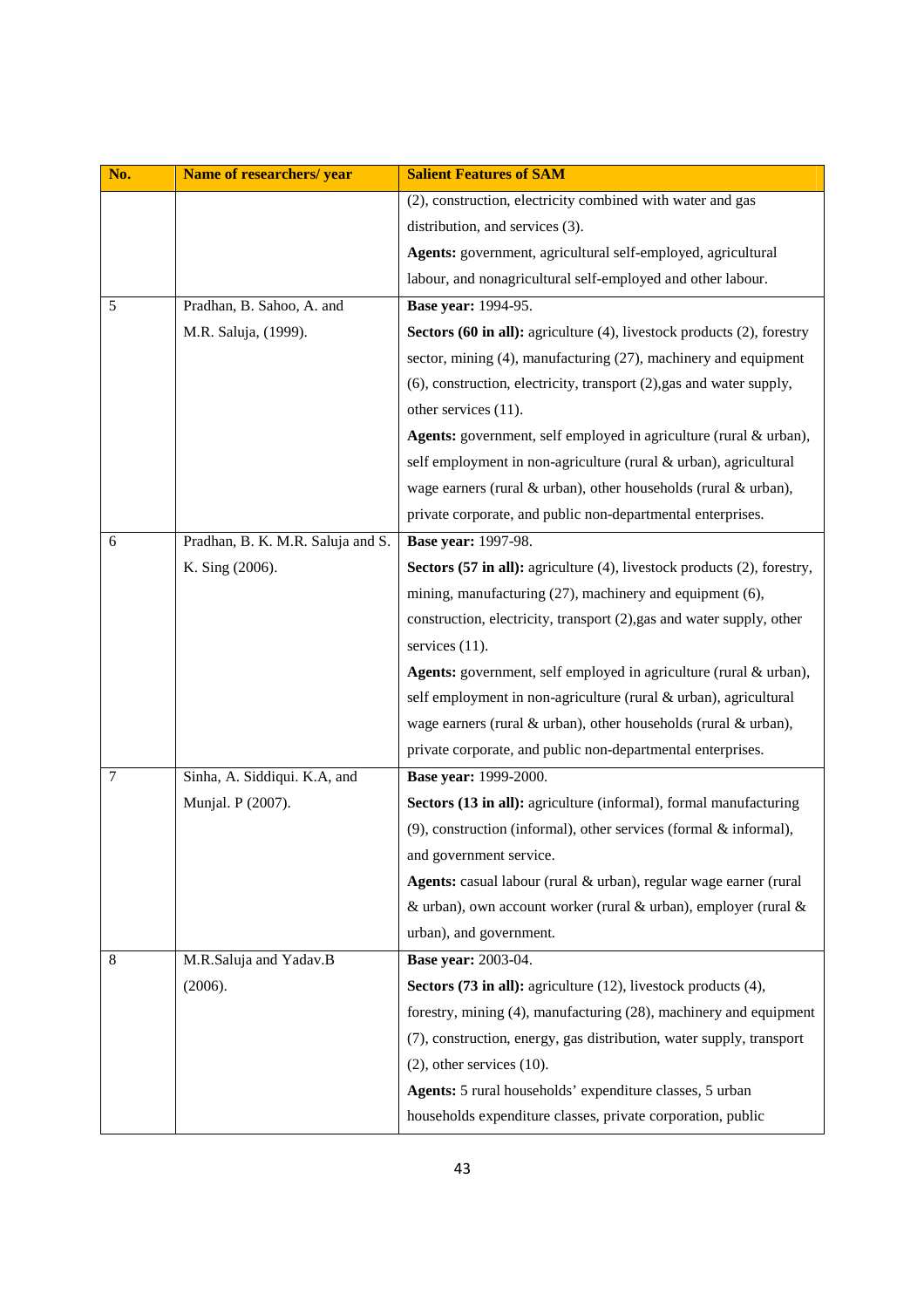| No. | Name of researchers/ year | Salient Features of SAM |
|---|---|---|
| | | (2), construction, electricity combined with water and gas distribution, and services (3). **Agents:** government, agricultural self-employed, agricultural labour, and nonagricultural self-employed and other labour. |
| 5 | Pradhan, B. Sahoo, A. and M.R. Saluja, (1999). | **Base year:** 1994-95. **Sectors (60 in all):** agriculture (4), livestock products (2), forestry sector, mining (4), manufacturing (27), machinery and equipment (6), construction, electricity, transport (2),gas and water supply, other services (11). **Agents:** government, self employed in agriculture (rural & urban), self employment in non-agriculture (rural & urban), agricultural wage earners (rural & urban), other households (rural & urban), private corporate, and public non-departmental enterprises. |
| 6 | Pradhan, B. K. M.R. Saluja and S. K. Sing (2006). | **Base year:** 1997-98. **Sectors (57 in all):** agriculture (4), livestock products (2), forestry, mining, manufacturing (27), machinery and equipment (6), construction, electricity, transport (2),gas and water supply, other services (11). **Agents:** government, self employed in agriculture (rural & urban), self employment in non-agriculture (rural & urban), agricultural wage earners (rural & urban), other households (rural & urban), private corporate, and public non-departmental enterprises. |
| 7 | Sinha, A. Siddiqui. K.A, and Munjal. P (2007). | **Base year:** 1999-2000. **Sectors (13 in all):** agriculture (informal), formal manufacturing (9), construction (informal), other services (formal & informal), and government service. **Agents:** casual labour (rural & urban), regular wage earner (rural & urban), own account worker (rural & urban), employer (rural & urban), and government. |
| 8 | M.R.Saluja and Yadav.B (2006). | **Base year:** 2003-04. **Sectors (73 in all):** agriculture (12), livestock products (4), forestry, mining (4), manufacturing (28), machinery and equipment (7), construction, energy, gas distribution, water supply, transport (2), other services (10). **Agents:** 5 rural households' expenditure classes, 5 urban households expenditure classes, private corporation, public |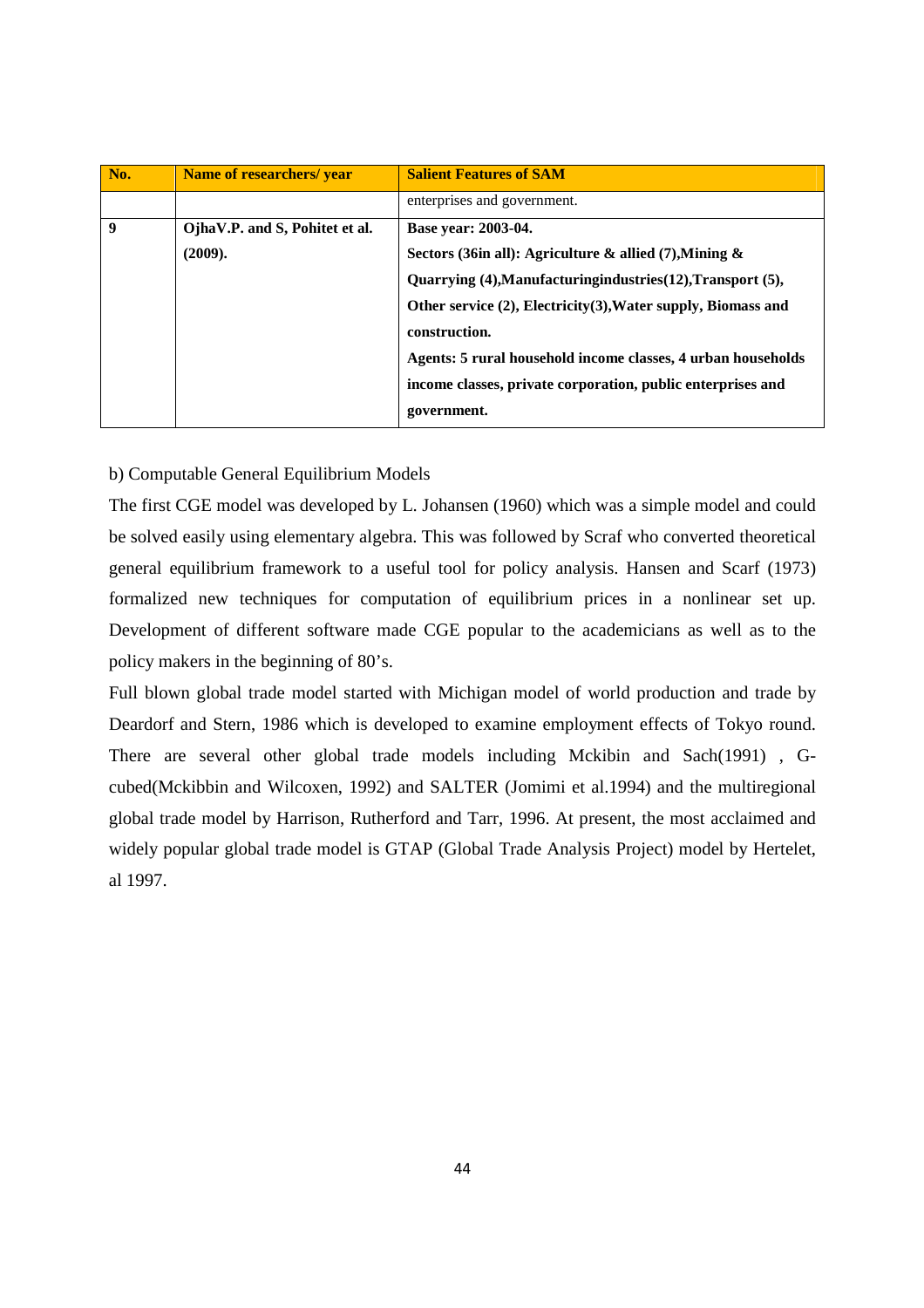| No. | Name of researchers/ year | Salient Features of SAM |
|---|---|---|
| | | enterprises and government. |
| **9** | **OjhaV.P. and S, Pohitet et al. (2009).** | **Base year: 2003-04.**<br>**Sectors (36in all): Agriculture & allied (7),Mining & Quarrying (4),Manufacturingindustries(12),Transport (5), Other service (2), Electricity(3),Water supply, Biomass and construction.**<br>**Agents: 5 rural household income classes, 4 urban households income classes, private corporation, public enterprises and government.** |

b) Computable General Equilibrium Models

The first CGE model was developed by L. Johansen (1960) which was a simple model and could be solved easily using elementary algebra. This was followed by Scraf who converted theoretical general equilibrium framework to a useful tool for policy analysis. Hansen and Scarf (1973) formalized new techniques for computation of equilibrium prices in a nonlinear set up. Development of different software made CGE popular to the academicians as well as to the policy makers in the beginning of 80's.

Full blown global trade model started with Michigan model of world production and trade by Deardorf and Stern, 1986 which is developed to examine employment effects of Tokyo round. There are several other global trade models including Mckibin and Sach(1991) , G-cubed(Mckibbin and Wilcoxen, 1992) and SALTER (Jomimi et al.1994) and the multiregional global trade model by Harrison, Rutherford and Tarr, 1996. At present, the most acclaimed and widely popular global trade model is GTAP (Global Trade Analysis Project) model by Hertelet, al 1997.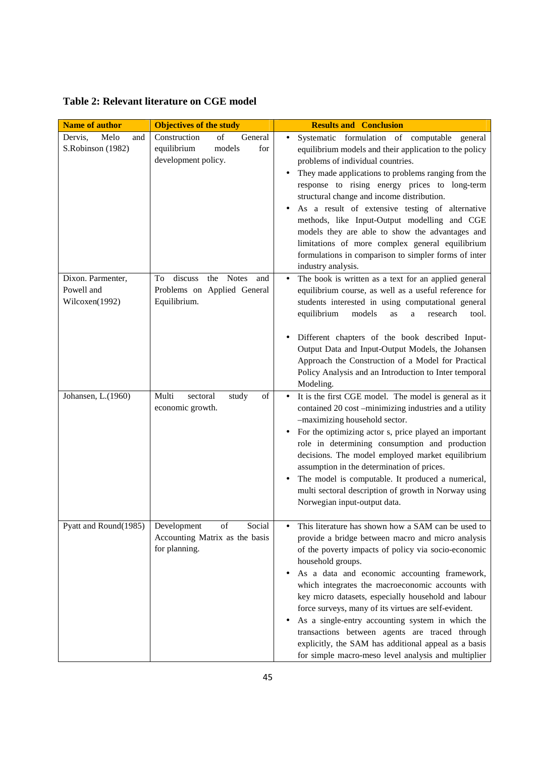**Table 2: Relevant literature on CGE model**

| Name of author | Objectives of the study | Results and Conclusion |
|---|---|---|
| Dervis, Melo and S.Robinson (1982) | Construction of General equilibrium models for development policy. | • Systematic formulation of computable general equilibrium models and their application to the policy problems of individual countries.<br>• They made applications to problems ranging from the response to rising energy prices to long-term structural change and income distribution.<br>• As a result of extensive testing of alternative methods, like Input-Output modelling and CGE models they are able to show the advantages and limitations of more complex general equilibrium formulations in comparison to simpler forms of inter industry analysis. |
| Dixon. Parmenter, Powell and Wilcoxen(1992) | To discuss the Notes and Problems on Applied General Equilibrium. | • The book is written as a text for an applied general equilibrium course, as well as a useful reference for students interested in using computational general equilibrium models as a research tool.<br>• Different chapters of the book described Input-Output Data and Input-Output Models, the Johansen Approach the Construction of a Model for Practical Policy Analysis and an Introduction to Inter temporal Modeling. |
| Johansen, L.(1960) | Multi sectoral study of economic growth. | • It is the first CGE model. The model is general as it contained 20 cost –minimizing industries and a utility –maximizing household sector.<br>• For the optimizing actor s, price played an important role in determining consumption and production decisions. The model employed market equilibrium assumption in the determination of prices.<br>• The model is computable. It produced a numerical, multi sectoral description of growth in Norway using Norwegian input-output data. |
| Pyatt and Round(1985) | Development of Social Accounting Matrix as the basis for planning. | • This literature has shown how a SAM can be used to provide a bridge between macro and micro analysis of the poverty impacts of policy via socio-economic household groups.<br>• As a data and economic accounting framework, which integrates the macroeconomic accounts with key micro datasets, especially household and labour force surveys, many of its virtues are self-evident.<br>• As a single-entry accounting system in which the transactions between agents are traced through explicitly, the SAM has additional appeal as a basis for simple macro-meso level analysis and multiplier |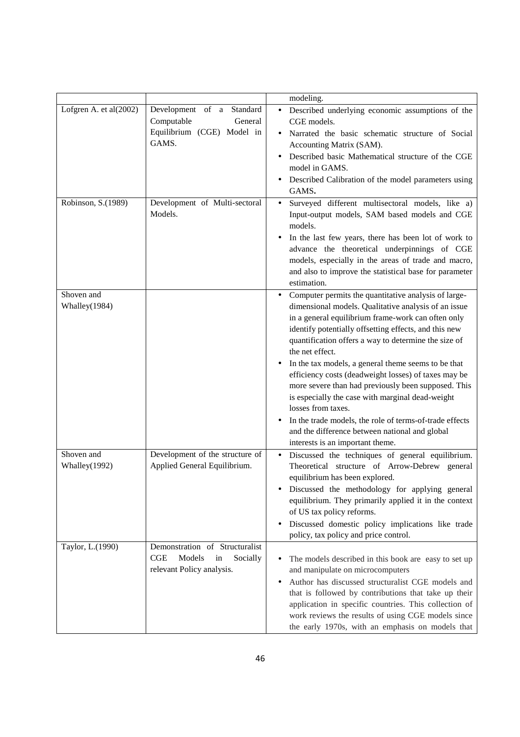| | | modeling. |
|---|---|---|
| Lofgren A. et al(2002) | Development of a Standard Computable General Equilibrium (CGE) Model in GAMS. | • Described underlying economic assumptions of the CGE models.<br>• Narrated the basic schematic structure of Social Accounting Matrix (SAM).<br>• Described basic Mathematical structure of the CGE model in GAMS.<br>• Described Calibration of the model parameters using GAMS. |
| Robinson, S.(1989) | Development of Multi-sectoral Models. | • Surveyed different multisectoral models, like a) Input-output models, SAM based models and CGE models.<br>• In the last few years, there has been lot of work to advance the theoretical underpinnings of CGE models, especially in the areas of trade and macro, and also to improve the statistical base for parameter estimation. |
| Shoven and Whalley(1984) | | • Computer permits the quantitative analysis of large-dimensional models. Qualitative analysis of an issue in a general equilibrium frame-work can often only identify potentially offsetting effects, and this new quantification offers a way to determine the size of the net effect.<br>• In the tax models, a general theme seems to be that efficiency costs (deadweight losses) of taxes may be more severe than had previously been supposed. This is especially the case with marginal dead-weight losses from taxes.<br>• In the trade models, the role of terms-of-trade effects and the difference between national and global interests is an important theme. |
| Shoven and Whalley(1992) | Development of the structure of Applied General Equilibrium. | • Discussed the techniques of general equilibrium. Theoretical structure of Arrow-Debrew general equilibrium has been explored.<br>• Discussed the methodology for applying general equilibrium. They primarily applied it in the context of US tax policy reforms.<br>• Discussed domestic policy implications like trade policy, tax policy and price control. |
| Taylor, L.(1990) | Demonstration of Structuralist CGE Models in Socially relevant Policy analysis. | • The models described in this book are easy to set up and manipulate on microcomputers<br>• Author has discussed structuralist CGE models and that is followed by contributions that take up their application in specific countries. This collection of work reviews the results of using CGE models since the early 1970s, with an emphasis on models that |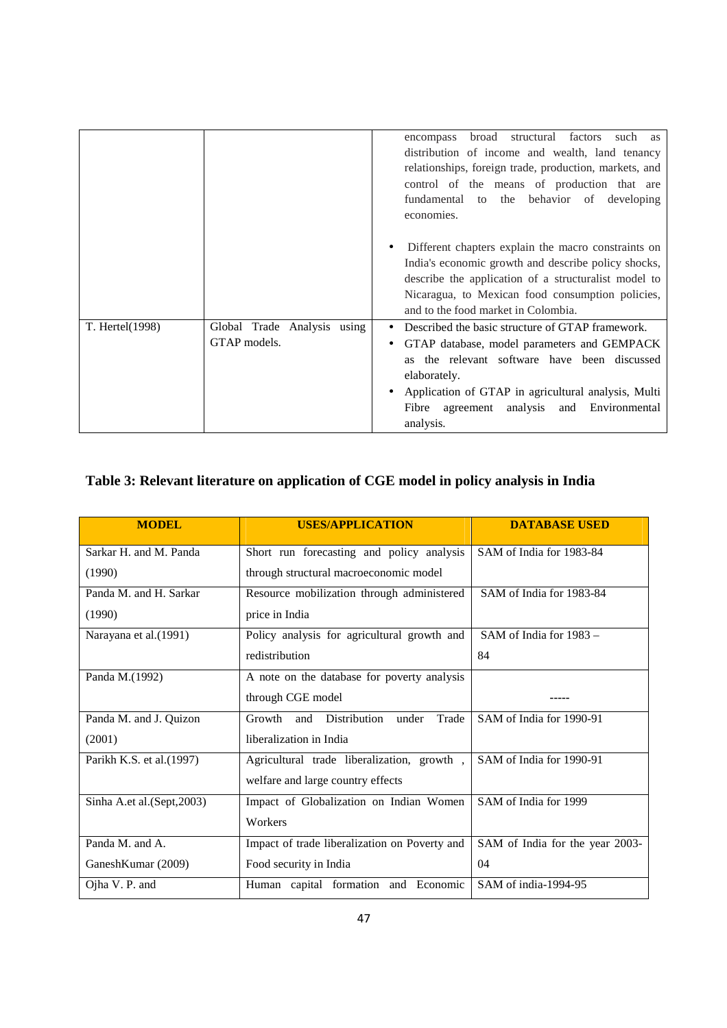| | | encompass broad structural factors such as distribution of income and wealth, land tenancy relationships, foreign trade, production, markets, and control of the means of production that are fundamental to the behavior of developing economies.<br><br>• Different chapters explain the macro constraints on India's economic growth and describe policy shocks, describe the application of a structuralist model to Nicaragua, to Mexican food consumption policies, and to the food market in Colombia. |
|---|---|---|
| T. Hertel(1998) | Global Trade Analysis using GTAP models. | • Described the basic structure of GTAP framework.<br>• GTAP database, model parameters and GEMPACK as the relevant software have been discussed elaborately.<br>• Application of GTAP in agricultural analysis, Multi Fibre agreement analysis and Environmental analysis. |

## Table 3: Relevant literature on application of CGE model in policy analysis in India

| MODEL | USES/APPLICATION | DATABASE USED |
|---|---|---|
| Sarkar H. and M. Panda (1990) | Short run forecasting and policy analysis through structural macroeconomic model | SAM of India for 1983-84 |
| Panda M. and H. Sarkar (1990) | Resource mobilization through administered price in India | SAM of India for 1983-84 |
| Narayana et al.(1991) | Policy analysis for agricultural growth and redistribution | SAM of India for 1983 – 84 |
| Panda M.(1992) | A note on the database for poverty analysis through CGE model | ----- |
| Panda M. and J. Quizon (2001) | Growth and Distribution under Trade liberalization in India | SAM of India for 1990-91 |
| Parikh K.S. et al.(1997) | Agricultural trade liberalization, growth , welfare and large country effects | SAM of India for 1990-91 |
| Sinha A.et al.(Sept,2003) | Impact of Globalization on Indian Women Workers | SAM of India for 1999 |
| Panda M. and A. GaneshKumar (2009) | Impact of trade liberalization on Poverty and Food security in India | SAM of India for the year 2003-04 |
| Ojha V. P. and | Human capital formation and Economic | SAM of india-1994-95 |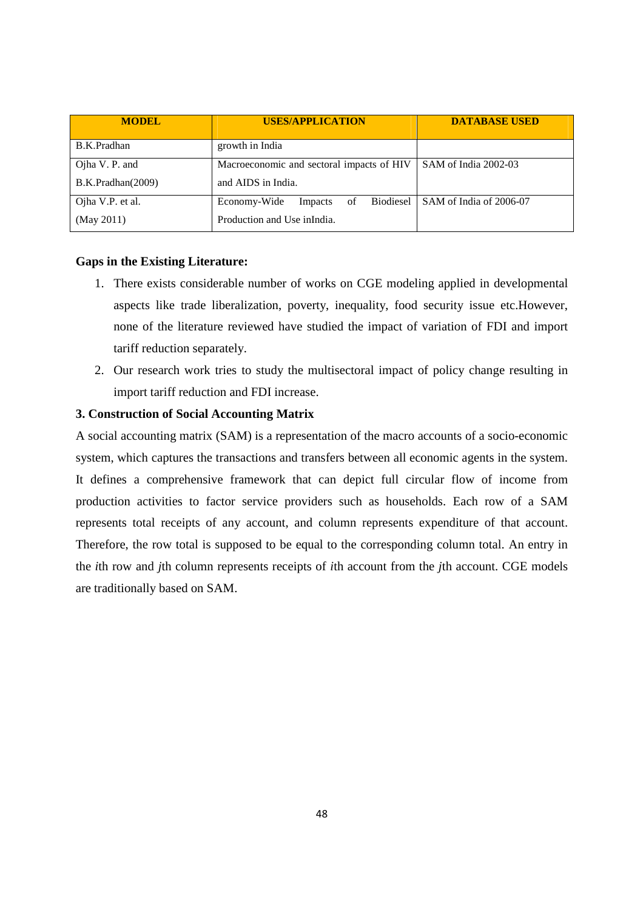| MODEL | USES/APPLICATION | DATABASE USED |
|---|---|---|
| B.K.Pradhan | growth in India | |
| Ojha V. P. and B.K.Pradhan(2009) | Macroeconomic and sectoral impacts of HIV and AIDS in India. | SAM of India 2002-03 |
| Ojha V.P. et al. (May 2011) | Economy-Wide Impacts of Biodiesel Production and Use inIndia. | SAM of India of 2006-07 |

**Gaps in the Existing Literature:**

1. There exists considerable number of works on CGE modeling applied in developmental aspects like trade liberalization, poverty, inequality, food security issue etc.However, none of the literature reviewed have studied the impact of variation of FDI and import tariff reduction separately.
2. Our research work tries to study the multisectoral impact of policy change resulting in import tariff reduction and FDI increase.

**3. Construction of Social Accounting Matrix**

A social accounting matrix (SAM) is a representation of the macro accounts of a socio-economic system, which captures the transactions and transfers between all economic agents in the system. It defines a comprehensive framework that can depict full circular flow of income from production activities to factor service providers such as households. Each row of a SAM represents total receipts of any account, and column represents expenditure of that account. Therefore, the row total is supposed to be equal to the corresponding column total. An entry in the *i*th row and *j*th column represents receipts of *i*th account from the *j*th account. CGE models are traditionally based on SAM.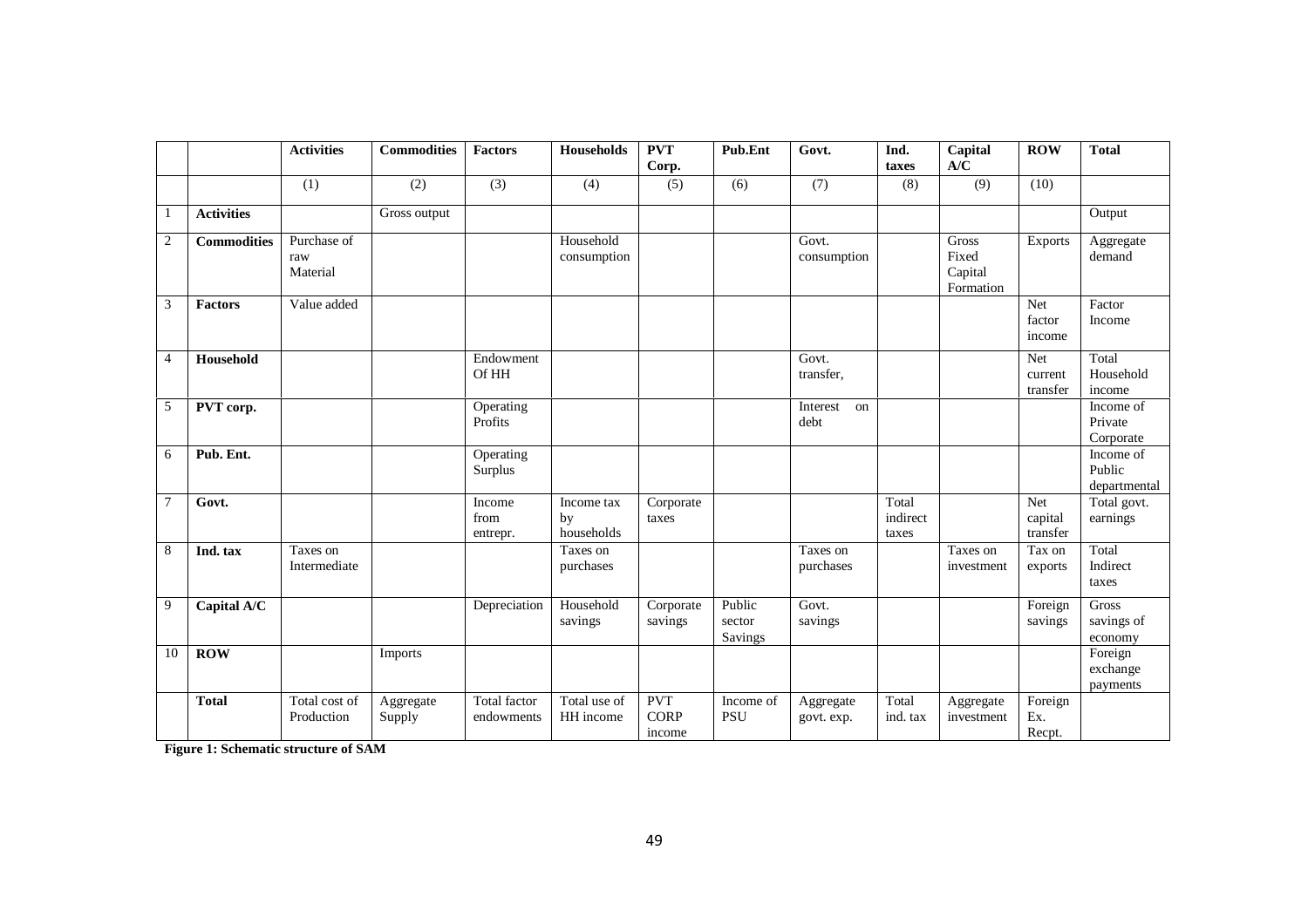| | | Activities | Commodities | Factors | Households | PVT Corp. | Pub.Ent | Govt. | Ind. taxes | Capital A/C | ROW | Total |
|---|---|---|---|---|---|---|---|---|---|---|---|---|
| | | (1) | (2) | (3) | (4) | (5) | (6) | (7) | (8) | (9) | (10) | |
| 1 | **Activities** | | Gross output | | | | | | | | | Output |
| 2 | **Commodities** | Purchase of raw Material | | | Household consumption | | | Govt. consumption | | Gross Fixed Capital Formation | Exports | Aggregate demand |
| 3 | **Factors** | Value added | | | | | | | | | Net factor income | Factor Income |
| 4 | **Household** | | | Endowment Of HH | | | | Govt. transfer, | | | Net current transfer | Total Household income |
| 5 | **PVT corp.** | | | Operating Profits | | | | Interest on debt | | | | Income of Private Corporate |
| 6 | **Pub. Ent.** | | | Operating Surplus | | | | | | | | Income of Public departmental |
| 7 | **Govt.** | | | Income from entrepr. | Income tax by households | Corporate taxes | | | Total indirect taxes | | Net capital transfer | Total govt. earnings |
| 8 | **Ind. tax** | Taxes on Intermediate | | | Taxes on purchases | | | Taxes on purchases | | Taxes on investment | Tax on exports | Total Indirect taxes |
| 9 | **Capital A/C** | | | Depreciation | Household savings | Corporate savings | Public sector Savings | Govt. savings | | | Foreign savings | Gross savings of economy |
| 10 | **ROW** | | Imports | | | | | | | | | Foreign exchange payments |
| | **Total** | Total cost of Production | Aggregate Supply | Total factor endowments | Total use of HH income | PVT CORP income | Income of PSU | Aggregate govt. exp. | Total ind. tax | Aggregate investment | Foreign Ex. Recpt. | |

**Figure 1: Schematic structure of SAM**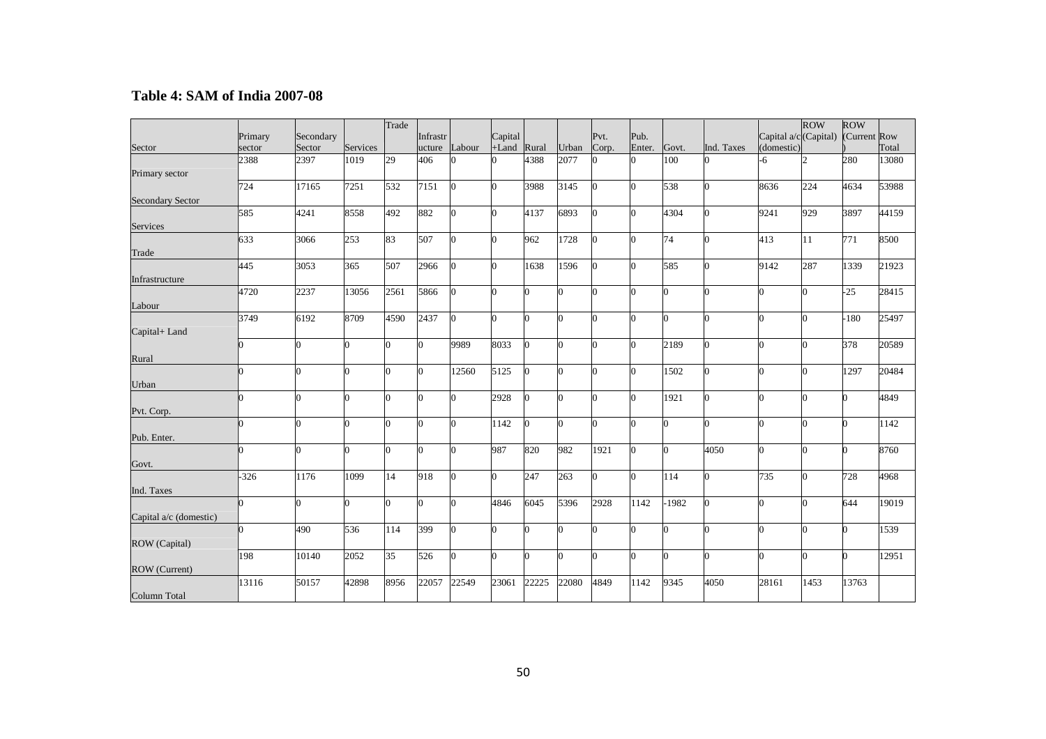**Table 4: SAM of India 2007-08**

| Sector | Primary sector | Secondary Sector | Services | Trade | Infrastructure | Labour | Capital +Land | Rural | Urban | Pvt. Corp. | Pub. Enter. | Govt. | Ind. Taxes | Capital a/c (domestic) | ROW (Capital) | ROW (Current) | Row Total |
|---|---|---|---|---|---|---|---|---|---|---|---|---|---|---|---|---|---|
| Primary sector | 2388 | 2397 | 1019 | 29 | 406 | 0 | 0 | 4388 | 2077 | 0 | 0 | 100 | 0 | -6 | 2 | 280 | 13080 |
| Secondary Sector | 724 | 17165 | 7251 | 532 | 7151 | 0 | 0 | 3988 | 3145 | 0 | 0 | 538 | 0 | 8636 | 224 | 4634 | 53988 |
| Services | 585 | 4241 | 8558 | 492 | 882 | 0 | 0 | 4137 | 6893 | 0 | 0 | 4304 | 0 | 9241 | 929 | 3897 | 44159 |
| Trade | 633 | 3066 | 253 | 83 | 507 | 0 | 0 | 962 | 1728 | 0 | 0 | 74 | 0 | 413 | 11 | 771 | 8500 |
| Infrastructure | 445 | 3053 | 365 | 507 | 2966 | 0 | 0 | 1638 | 1596 | 0 | 0 | 585 | 0 | 9142 | 287 | 1339 | 21923 |
| Labour | 4720 | 2237 | 13056 | 2561 | 5866 | 0 | 0 | 0 | 0 | 0 | 0 | 0 | 0 | 0 | 0 | -25 | 28415 |
| Capital+ Land | 3749 | 6192 | 8709 | 4590 | 2437 | 0 | 0 | 0 | 0 | 0 | 0 | 0 | 0 | 0 | 0 | -180 | 25497 |
| Rural | 0 | 0 | 0 | 0 | 0 | 9989 | 8033 | 0 | 0 | 0 | 0 | 2189 | 0 | 0 | 0 | 378 | 20589 |
| Urban | 0 | 0 | 0 | 0 | 0 | 12560 | 5125 | 0 | 0 | 0 | 0 | 1502 | 0 | 0 | 0 | 1297 | 20484 |
| Pvt. Corp. | 0 | 0 | 0 | 0 | 0 | 0 | 2928 | 0 | 0 | 0 | 0 | 1921 | 0 | 0 | 0 | 0 | 4849 |
| Pub. Enter. | 0 | 0 | 0 | 0 | 0 | 0 | 1142 | 0 | 0 | 0 | 0 | 0 | 0 | 0 | 0 | 0 | 1142 |
| Govt. | 0 | 0 | 0 | 0 | 0 | 0 | 987 | 820 | 982 | 1921 | 0 | 0 | 4050 | 0 | 0 | 0 | 8760 |
| Ind. Taxes | -326 | 1176 | 1099 | 14 | 918 | 0 | 0 | 247 | 263 | 0 | 0 | 114 | 0 | 735 | 0 | 728 | 4968 |
| Capital a/c (domestic) | 0 | 0 | 0 | 0 | 0 | 0 | 4846 | 6045 | 5396 | 2928 | 1142 | -1982 | 0 | 0 | 0 | 644 | 19019 |
| ROW (Capital) | 0 | 490 | 536 | 114 | 399 | 0 | 0 | 0 | 0 | 0 | 0 | 0 | 0 | 0 | 0 | 0 | 1539 |
| ROW (Current) | 198 | 10140 | 2052 | 35 | 526 | 0 | 0 | 0 | 0 | 0 | 0 | 0 | 0 | 0 | 0 | 0 | 12951 |
| Column Total | 13116 | 50157 | 42898 | 8956 | 22057 | 22549 | 23061 | 22225 | 22080 | 4849 | 1142 | 9345 | 4050 | 28161 | 1453 | 13763 | |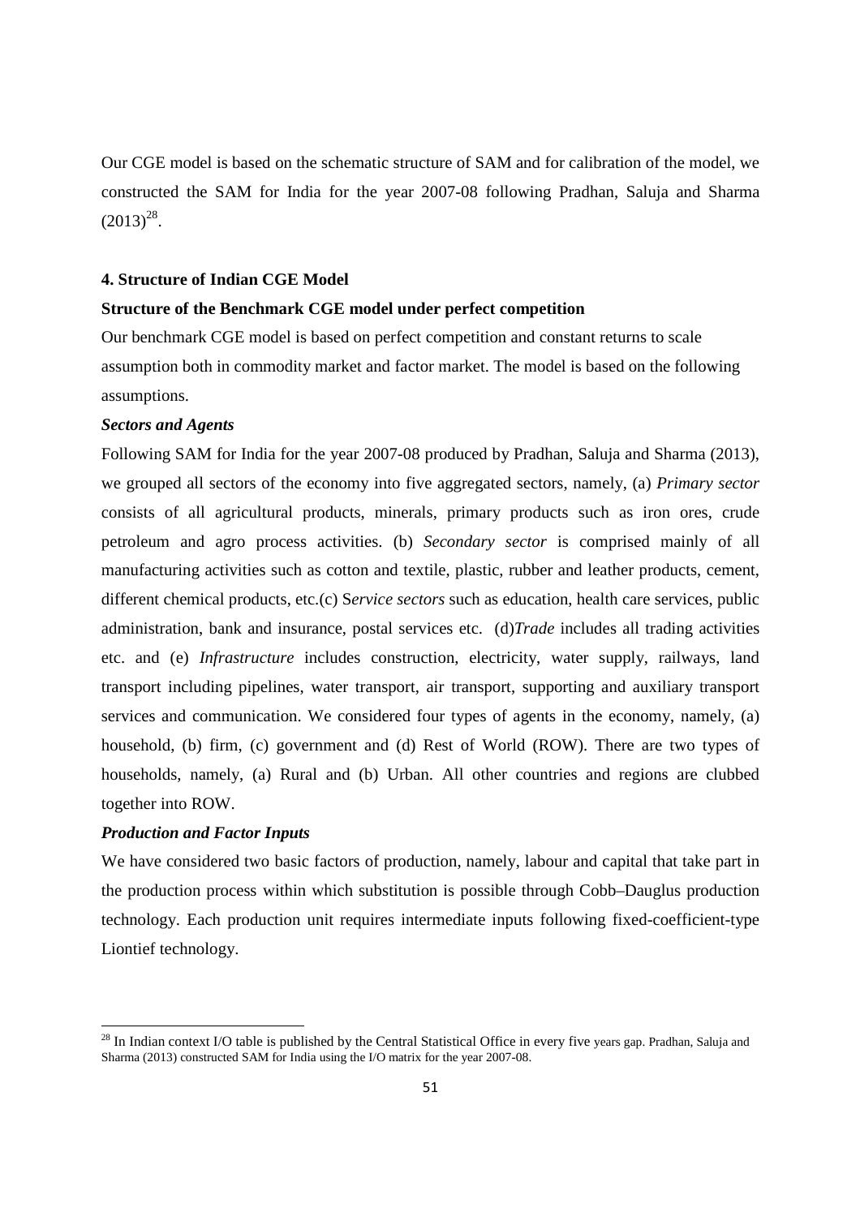Our CGE model is based on the schematic structure of SAM and for calibration of the model, we constructed the SAM for India for the year 2007-08 following Pradhan, Saluja and Sharma (2013)[28].

### 4. Structure of Indian CGE Model

**Structure of the Benchmark CGE model under perfect competition**

Our benchmark CGE model is based on perfect competition and constant returns to scale assumption both in commodity market and factor market. The model is based on the following assumptions.

***Sectors and Agents***

Following SAM for India for the year 2007-08 produced by Pradhan, Saluja and Sharma (2013), we grouped all sectors of the economy into five aggregated sectors, namely, (a) *Primary sector* consists of all agricultural products, minerals, primary products such as iron ores, crude petroleum and agro process activities. (b) *Secondary sector* is comprised mainly of all manufacturing activities such as cotton and textile, plastic, rubber and leather products, cement, different chemical products, etc.(c) S*ervice sectors* such as education, health care services, public administration, bank and insurance, postal services etc. (d)*Trade* includes all trading activities etc. and (e) *Infrastructure* includes construction, electricity, water supply, railways, land transport including pipelines, water transport, air transport, supporting and auxiliary transport services and communication. We considered four types of agents in the economy, namely, (a) household, (b) firm, (c) government and (d) Rest of World (ROW). There are two types of households, namely, (a) Rural and (b) Urban. All other countries and regions are clubbed together into ROW.

***Production and Factor Inputs***

We have considered two basic factors of production, namely, labour and capital that take part in the production process within which substitution is possible through Cobb–Dauglus production technology. Each production unit requires intermediate inputs following fixed-coefficient-type Liontief technology.

---

[28] In Indian context I/O table is published by the Central Statistical Office in every five years gap. Pradhan, Saluja and Sharma (2013) constructed SAM for India using the I/O matrix for the year 2007-08.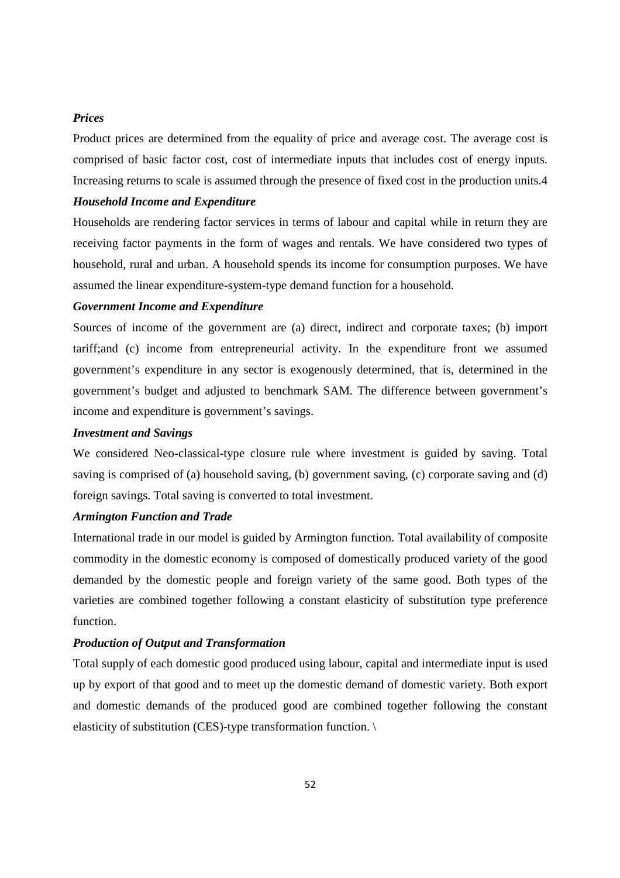***Prices***

Product prices are determined from the equality of price and average cost. The average cost is comprised of basic factor cost, cost of intermediate inputs that includes cost of energy inputs. Increasing returns to scale is assumed through the presence of fixed cost in the production units.[4]

***Household Income and Expenditure***

Households are rendering factor services in terms of labour and capital while in return they are receiving factor payments in the form of wages and rentals. We have considered two types of household, rural and urban. A household spends its income for consumption purposes. We have assumed the linear expenditure-system-type demand function for a household.

***Government Income and Expenditure***

Sources of income of the government are (a) direct, indirect and corporate taxes; (b) import tariff;and (c) income from entrepreneurial activity. In the expenditure front we assumed government's expenditure in any sector is exogenously determined, that is, determined in the government's budget and adjusted to benchmark SAM. The difference between government's income and expenditure is government's savings.

***Investment and Savings***

We considered Neo-classical-type closure rule where investment is guided by saving. Total saving is comprised of (a) household saving, (b) government saving, (c) corporate saving and (d) foreign savings. Total saving is converted to total investment.

***Armington Function and Trade***

International trade in our model is guided by Armington function. Total availability of composite commodity in the domestic economy is composed of domestically produced variety of the good demanded by the domestic people and foreign variety of the same good. Both types of the varieties are combined together following a constant elasticity of substitution type preference function.

***Production of Output and Transformation***

Total supply of each domestic good produced using labour, capital and intermediate input is used up by export of that good and to meet up the domestic demand of domestic variety. Both export and domestic demands of the produced good are combined together following the constant elasticity of substitution (CES)-type transformation function. \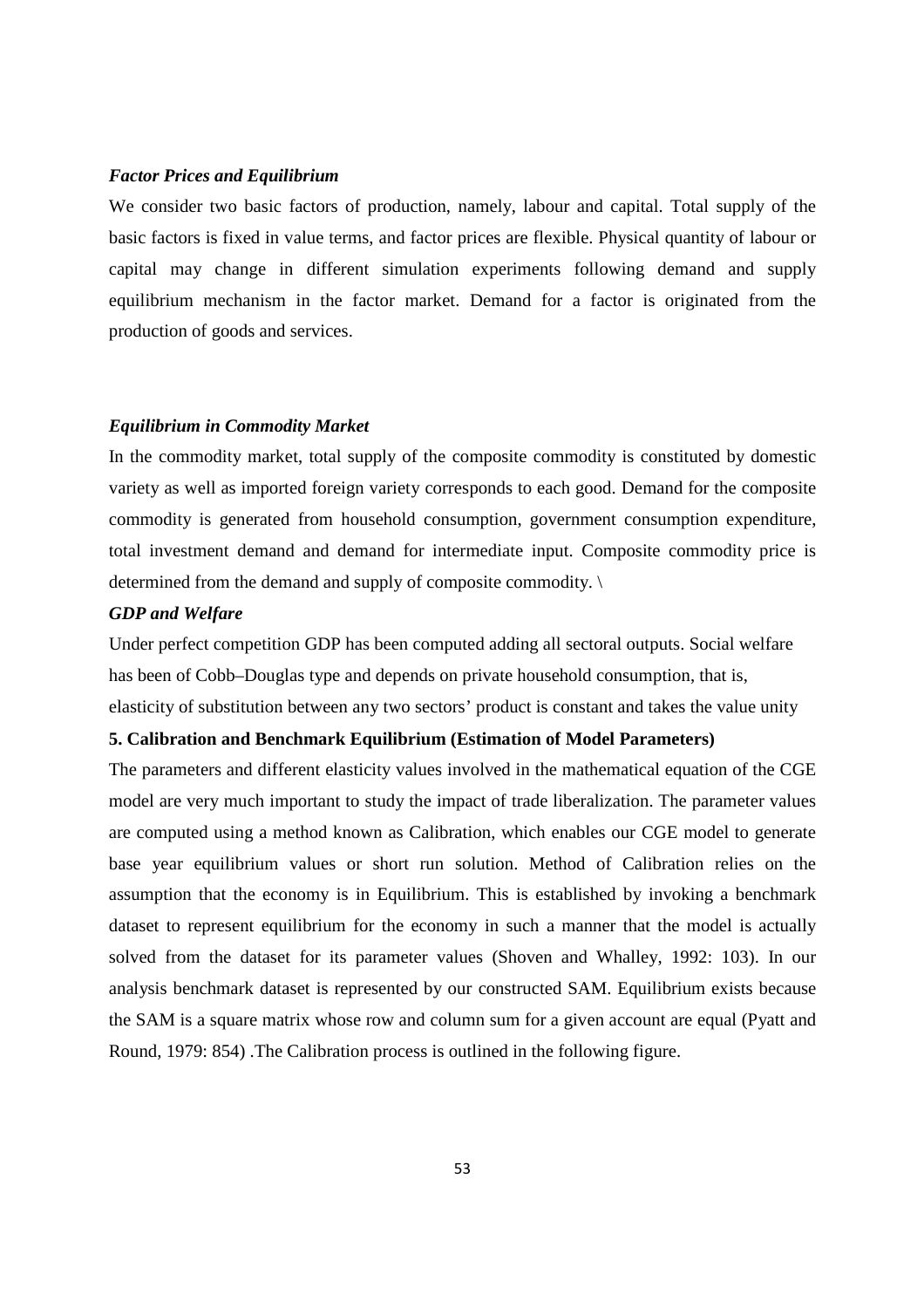### *Factor Prices and Equilibrium*

We consider two basic factors of production, namely, labour and capital. Total supply of the basic factors is fixed in value terms, and factor prices are flexible. Physical quantity of labour or capital may change in different simulation experiments following demand and supply equilibrium mechanism in the factor market. Demand for a factor is originated from the production of goods and services.

### *Equilibrium in Commodity Market*

In the commodity market, total supply of the composite commodity is constituted by domestic variety as well as imported foreign variety corresponds to each good. Demand for the composite commodity is generated from household consumption, government consumption expenditure, total investment demand and demand for intermediate input. Composite commodity price is determined from the demand and supply of composite commodity. \

### *GDP and Welfare*

Under perfect competition GDP has been computed adding all sectoral outputs. Social welfare has been of Cobb–Douglas type and depends on private household consumption, that is, elasticity of substitution between any two sectors' product is constant and takes the value unity

## 5. Calibration and Benchmark Equilibrium (Estimation of Model Parameters)

The parameters and different elasticity values involved in the mathematical equation of the CGE model are very much important to study the impact of trade liberalization. The parameter values are computed using a method known as Calibration, which enables our CGE model to generate base year equilibrium values or short run solution. Method of Calibration relies on the assumption that the economy is in Equilibrium. This is established by invoking a benchmark dataset to represent equilibrium for the economy in such a manner that the model is actually solved from the dataset for its parameter values (Shoven and Whalley, 1992: 103). In our analysis benchmark dataset is represented by our constructed SAM. Equilibrium exists because the SAM is a square matrix whose row and column sum for a given account are equal (Pyatt and Round, 1979: 854) .The Calibration process is outlined in the following figure.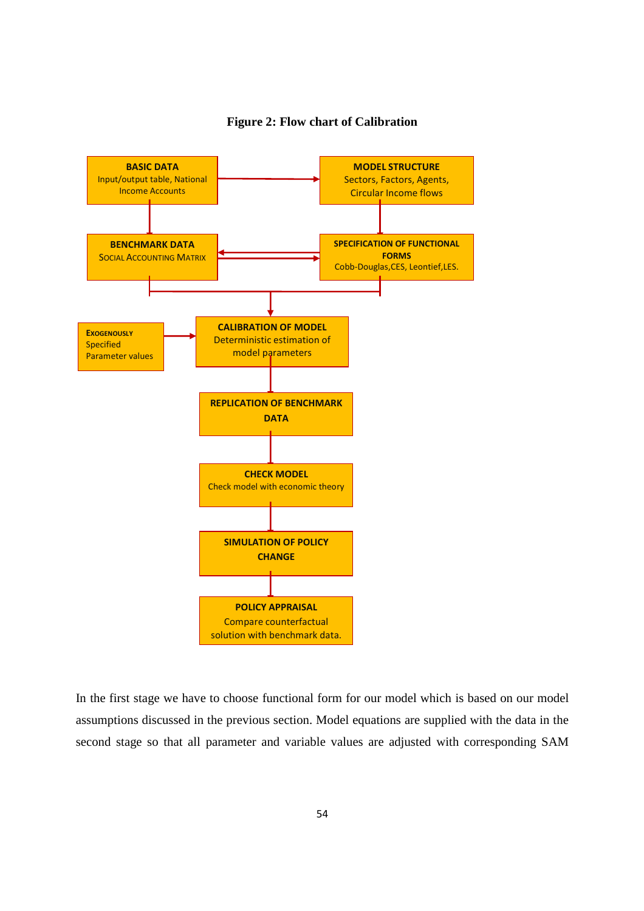**Figure 2: Flow chart of Calibration**

**BASIC DATA**
Input/output table, National Income Accounts

**MODEL STRUCTURE**
Sectors, Factors, Agents, Circular Income flows

**BENCHMARK DATA**
SOCIAL ACCOUNTING MATRIX

**SPECIFICATION OF FUNCTIONAL FORMS**
Cobb-Douglas,CES, Leontief,LES.

**EXOGENOUSLY**
Specified
Parameter values

**CALIBRATION OF MODEL**
Deterministic estimation of model parameters

**REPLICATION OF BENCHMARK DATA**

**CHECK MODEL**
Check model with economic theory

**SIMULATION OF POLICY CHANGE**

**POLICY APPRAISAL**
Compare counterfactual solution with benchmark data.

In the first stage we have to choose functional form for our model which is based on our model assumptions discussed in the previous section. Model equations are supplied with the data in the second stage so that all parameter and variable values are adjusted with corresponding SAM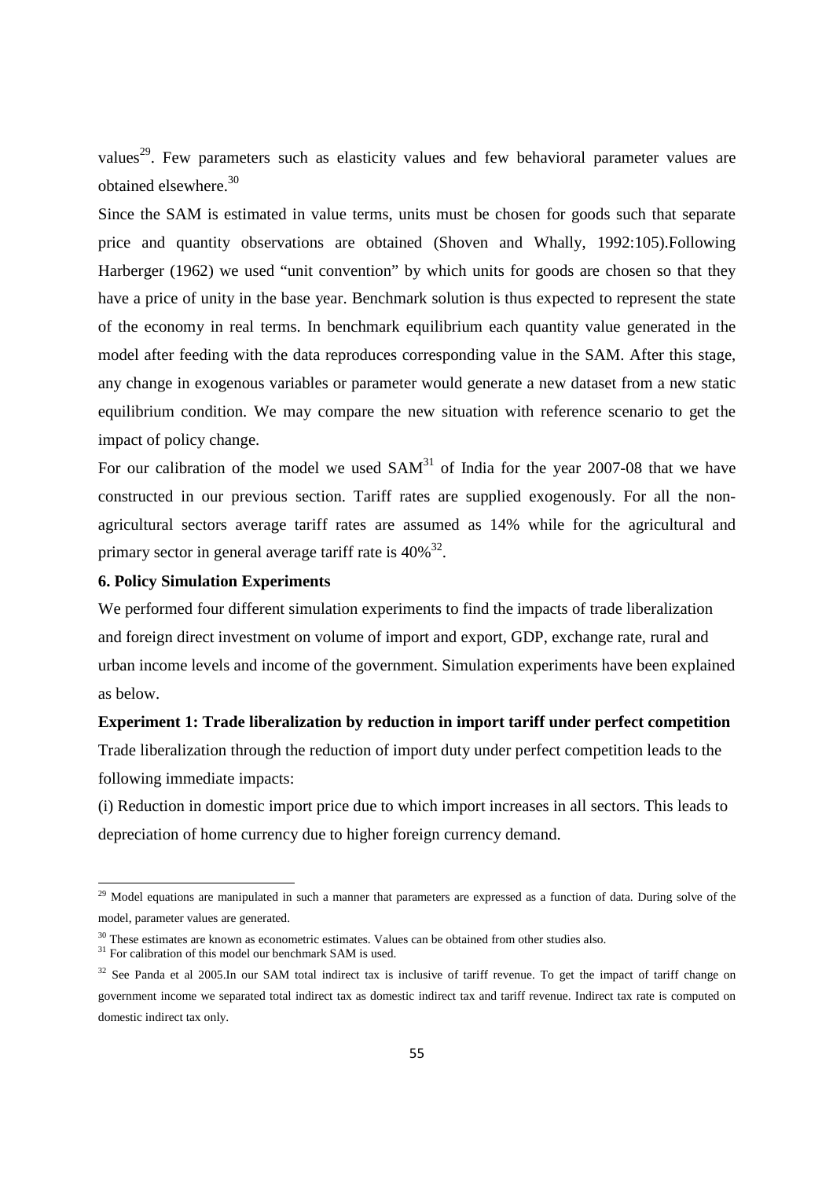values[29]. Few parameters such as elasticity values and few behavioral parameter values are obtained elsewhere.[30]

Since the SAM is estimated in value terms, units must be chosen for goods such that separate price and quantity observations are obtained (Shoven and Whally, 1992:105).Following Harberger (1962) we used "unit convention" by which units for goods are chosen so that they have a price of unity in the base year. Benchmark solution is thus expected to represent the state of the economy in real terms. In benchmark equilibrium each quantity value generated in the model after feeding with the data reproduces corresponding value in the SAM. After this stage, any change in exogenous variables or parameter would generate a new dataset from a new static equilibrium condition. We may compare the new situation with reference scenario to get the impact of policy change.

For our calibration of the model we used SAM[31] of India for the year 2007-08 that we have constructed in our previous section. Tariff rates are supplied exogenously. For all the non-agricultural sectors average tariff rates are assumed as 14% while for the agricultural and primary sector in general average tariff rate is 40%[32].

## 6. Policy Simulation Experiments

We performed four different simulation experiments to find the impacts of trade liberalization and foreign direct investment on volume of import and export, GDP, exchange rate, rural and urban income levels and income of the government. Simulation experiments have been explained as below.

**Experiment 1: Trade liberalization by reduction in import tariff under perfect competition**

Trade liberalization through the reduction of import duty under perfect competition leads to the following immediate impacts:

(i) Reduction in domestic import price due to which import increases in all sectors. This leads to depreciation of home currency due to higher foreign currency demand.

---

[29] Model equations are manipulated in such a manner that parameters are expressed as a function of data. During solve of the model, parameter values are generated.

[30] These estimates are known as econometric estimates. Values can be obtained from other studies also.

[31] For calibration of this model our benchmark SAM is used.

[32] See Panda et al 2005.In our SAM total indirect tax is inclusive of tariff revenue. To get the impact of tariff change on government income we separated total indirect tax as domestic indirect tax and tariff revenue. Indirect tax rate is computed on domestic indirect tax only.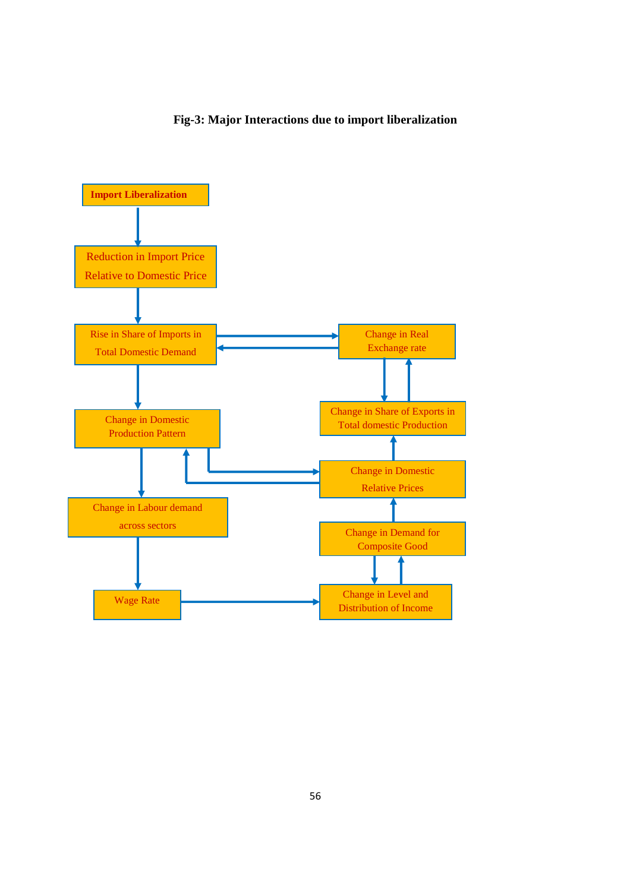**Fig-3: Major Interactions due to import liberalization**

Import Liberalization

Reduction in Import Price Relative to Domestic Price

Rise in Share of Imports in Total Domestic Demand

Change in Real Exchange rate

Change in Domestic Production Pattern

Change in Share of Exports in Total domestic Production

Change in Domestic Relative Prices

Change in Labour demand across sectors

Change in Demand for Composite Good

Wage Rate

Change in Level and Distribution of Income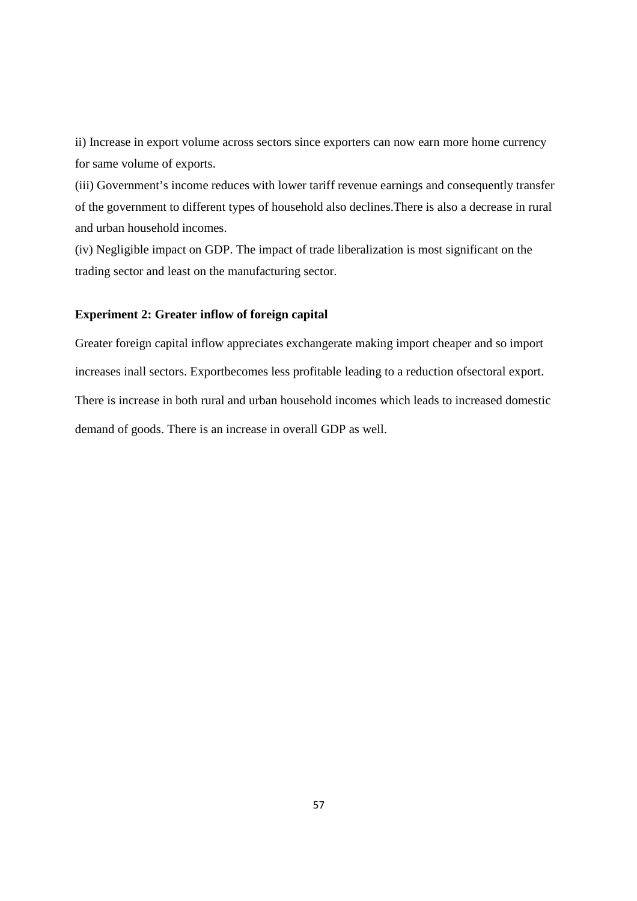ii) Increase in export volume across sectors since exporters can now earn more home currency for same volume of exports.

(iii) Government's income reduces with lower tariff revenue earnings and consequently transfer of the government to different types of household also declines.There is also a decrease in rural and urban household incomes.

(iv) Negligible impact on GDP. The impact of trade liberalization is most significant on the trading sector and least on the manufacturing sector.

**Experiment 2: Greater inflow of foreign capital**

Greater foreign capital inflow appreciates exchangerate making import cheaper and so import increases inall sectors. Exportbecomes less profitable leading to a reduction ofsectoral export. There is increase in both rural and urban household incomes which leads to increased domestic demand of goods. There is an increase in overall GDP as well.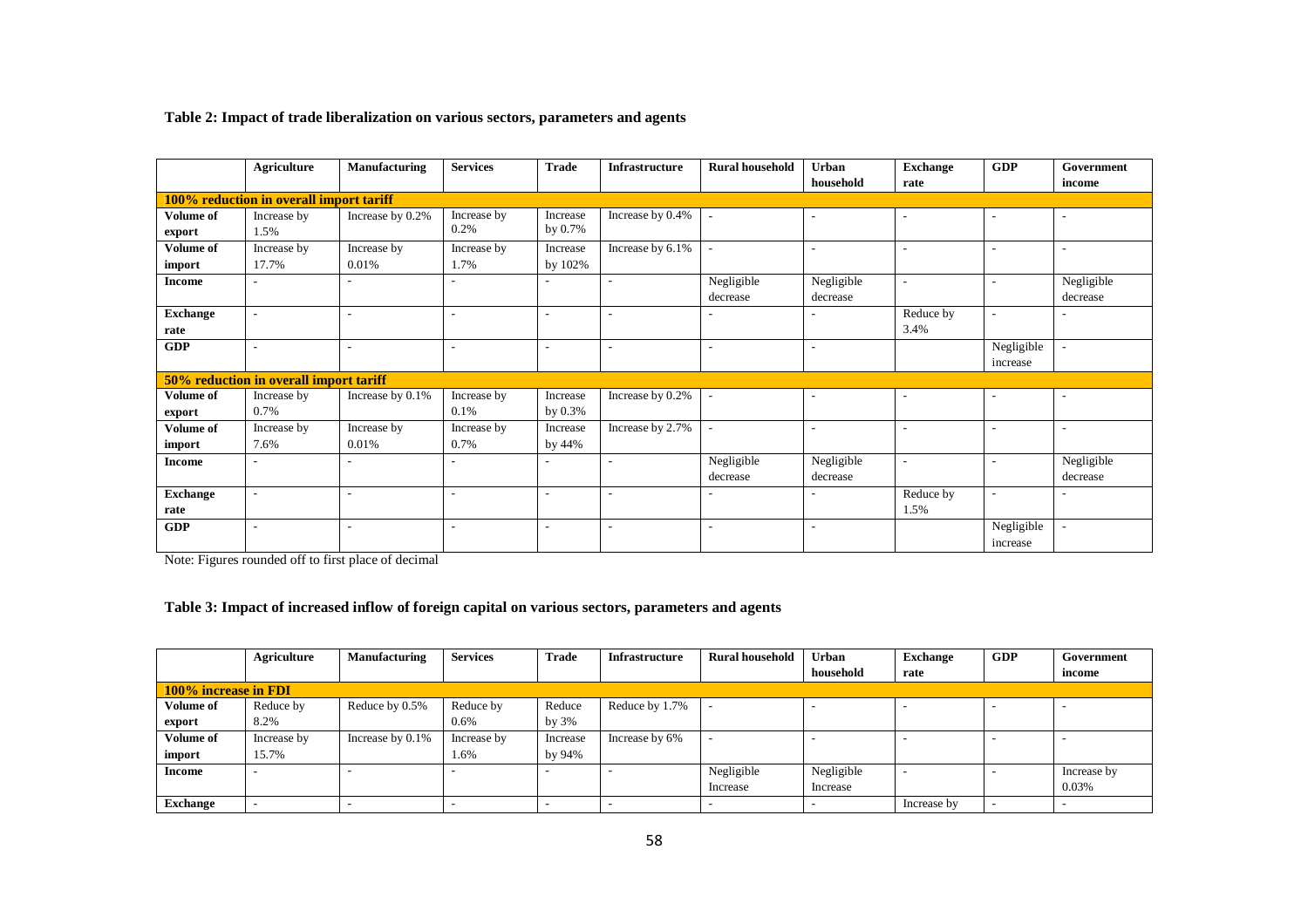**Table 2: Impact of trade liberalization on various sectors, parameters and agents**

| | Agriculture | Manufacturing | Services | Trade | Infrastructure | Rural household | Urban household | Exchange rate | GDP | Government income |
|---|---|---|---|---|---|---|---|---|---|---|
| **100% reduction in overall import tariff** | | | | | | | | | | |
| **Volume of export** | Increase by 1.5% | Increase by 0.2% | Increase by 0.2% | Increase by 0.7% | Increase by 0.4% | - | - | - | - | - |
| **Volume of import** | Increase by 17.7% | Increase by 0.01% | Increase by 1.7% | Increase by 102% | Increase by 6.1% | - | - | - | - | - |
| **Income** | - | - | - | - | - | Negligible decrease | Negligible decrease | - | - | Negligible decrease |
| **Exchange rate** | - | - | - | - | - | - | - | Reduce by 3.4% | - | - |
| **GDP** | - | - | - | - | - | - | - | | Negligible increase | - |
| **50% reduction in overall import tariff** | | | | | | | | | | |
| **Volume of export** | Increase by 0.7% | Increase by 0.1% | Increase by 0.1% | Increase by 0.3% | Increase by 0.2% | - | - | - | - | - |
| **Volume of import** | Increase by 7.6% | Increase by 0.01% | Increase by 0.7% | Increase by 44% | Increase by 2.7% | - | - | - | - | - |
| **Income** | - | - | - | - | - | Negligible decrease | Negligible decrease | - | - | Negligible decrease |
| **Exchange rate** | - | - | - | - | - | - | - | Reduce by 1.5% | - | - |
| **GDP** | - | - | - | - | - | - | - | | Negligible increase | - |

Note: Figures rounded off to first place of decimal

**Table 3: Impact of increased inflow of foreign capital on various sectors, parameters and agents**

| | Agriculture | Manufacturing | Services | Trade | Infrastructure | Rural household | Urban household | Exchange rate | GDP | Government income |
|---|---|---|---|---|---|---|---|---|---|---|
| **100% increase in FDI** | | | | | | | | | | |
| **Volume of export** | Reduce by 8.2% | Reduce by 0.5% | Reduce by 0.6% | Reduce by 3% | Reduce by 1.7% | - | - | - | - | - |
| **Volume of import** | Increase by 15.7% | Increase by 0.1% | Increase by 1.6% | Increase by 94% | Increase by 6% | - | - | - | - | - |
| **Income** | - | - | - | - | - | Negligible Increase | Negligible Increase | - | - | Increase by 0.03% |
| **Exchange** | - | - | - | - | - | - | - | Increase by | - | - |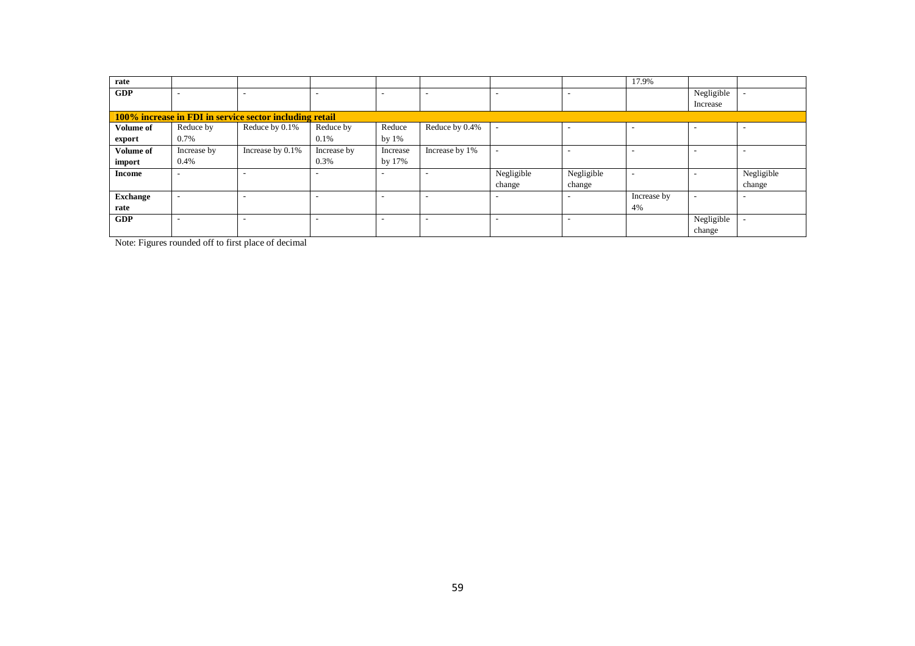| | | | | | | | | | | |
|---|---|---|---|---|---|---|---|---|---|---|
| **rate** | | | | | | | | 17.9% | | |
| **GDP** | - | - | - | - | - | - | - | | Negligible Increase | - |
| **100% increase in FDI in service sector including retail** | | | | | | | | | | |
| **Volume of export** | Reduce by 0.7% | Reduce by 0.1% | Reduce by 0.1% | Reduce by 1% | Reduce by 0.4% | - | - | - | - | - |
| **Volume of import** | Increase by 0.4% | Increase by 0.1% | Increase by 0.3% | Increase by 17% | Increase by 1% | - | - | - | - | - |
| **Income** | - | - | - | - | - | Negligible change | Negligible change | - | - | Negligible change |
| **Exchange rate** | - | - | - | - | - | - | - | Increase by 4% | - | - |
| **GDP** | - | - | - | - | - | - | - | | Negligible change | - |

Note: Figures rounded off to first place of decimal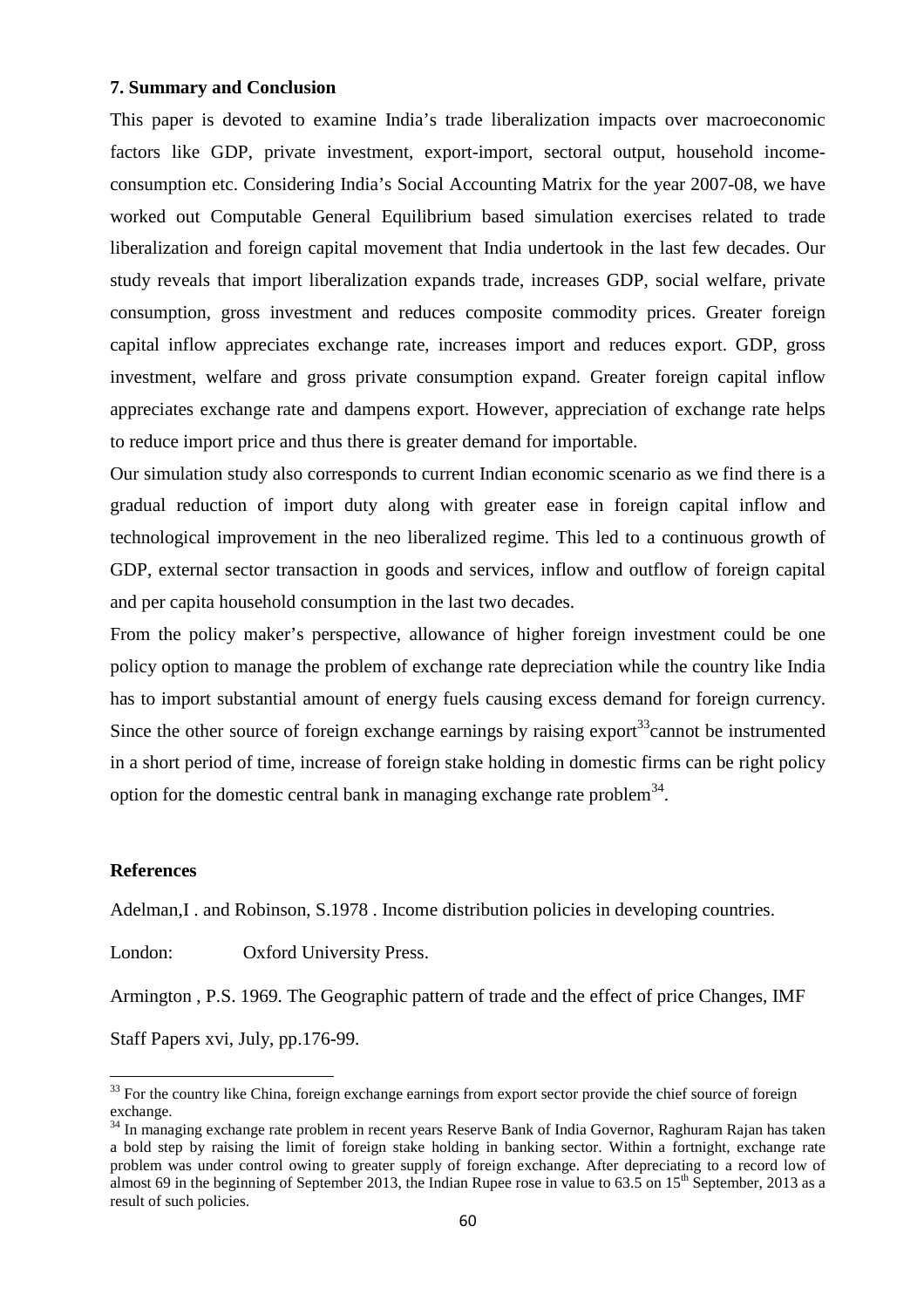### 7. Summary and Conclusion

This paper is devoted to examine India's trade liberalization impacts over macroeconomic factors like GDP, private investment, export-import, sectoral output, household income-consumption etc. Considering India's Social Accounting Matrix for the year 2007-08, we have worked out Computable General Equilibrium based simulation exercises related to trade liberalization and foreign capital movement that India undertook in the last few decades. Our study reveals that import liberalization expands trade, increases GDP, social welfare, private consumption, gross investment and reduces composite commodity prices. Greater foreign capital inflow appreciates exchange rate, increases import and reduces export. GDP, gross investment, welfare and gross private consumption expand. Greater foreign capital inflow appreciates exchange rate and dampens export. However, appreciation of exchange rate helps to reduce import price and thus there is greater demand for importable.

Our simulation study also corresponds to current Indian economic scenario as we find there is a gradual reduction of import duty along with greater ease in foreign capital inflow and technological improvement in the neo liberalized regime. This led to a continuous growth of GDP, external sector transaction in goods and services, inflow and outflow of foreign capital and per capita household consumption in the last two decades.

From the policy maker's perspective, allowance of higher foreign investment could be one policy option to manage the problem of exchange rate depreciation while the country like India has to import substantial amount of energy fuels causing excess demand for foreign currency. Since the other source of foreign exchange earnings by raising export[33]cannot be instrumented in a short period of time, increase of foreign stake holding in domestic firms can be right policy option for the domestic central bank in managing exchange rate problem[34].

### References

Adelman,I . and Robinson, S.1978 . Income distribution policies in developing countries.

London: Oxford University Press.

Armington , P.S. 1969. The Geographic pattern of trade and the effect of price Changes, IMF Staff Papers xvi, July, pp.176-99.

---

[33] For the country like China, foreign exchange earnings from export sector provide the chief source of foreign exchange.

[34] In managing exchange rate problem in recent years Reserve Bank of India Governor, Raghuram Rajan has taken a bold step by raising the limit of foreign stake holding in banking sector. Within a fortnight, exchange rate problem was under control owing to greater supply of foreign exchange. After depreciating to a record low of almost 69 in the beginning of September 2013, the Indian Rupee rose in value to 63.5 on 15th September, 2013 as a result of such policies.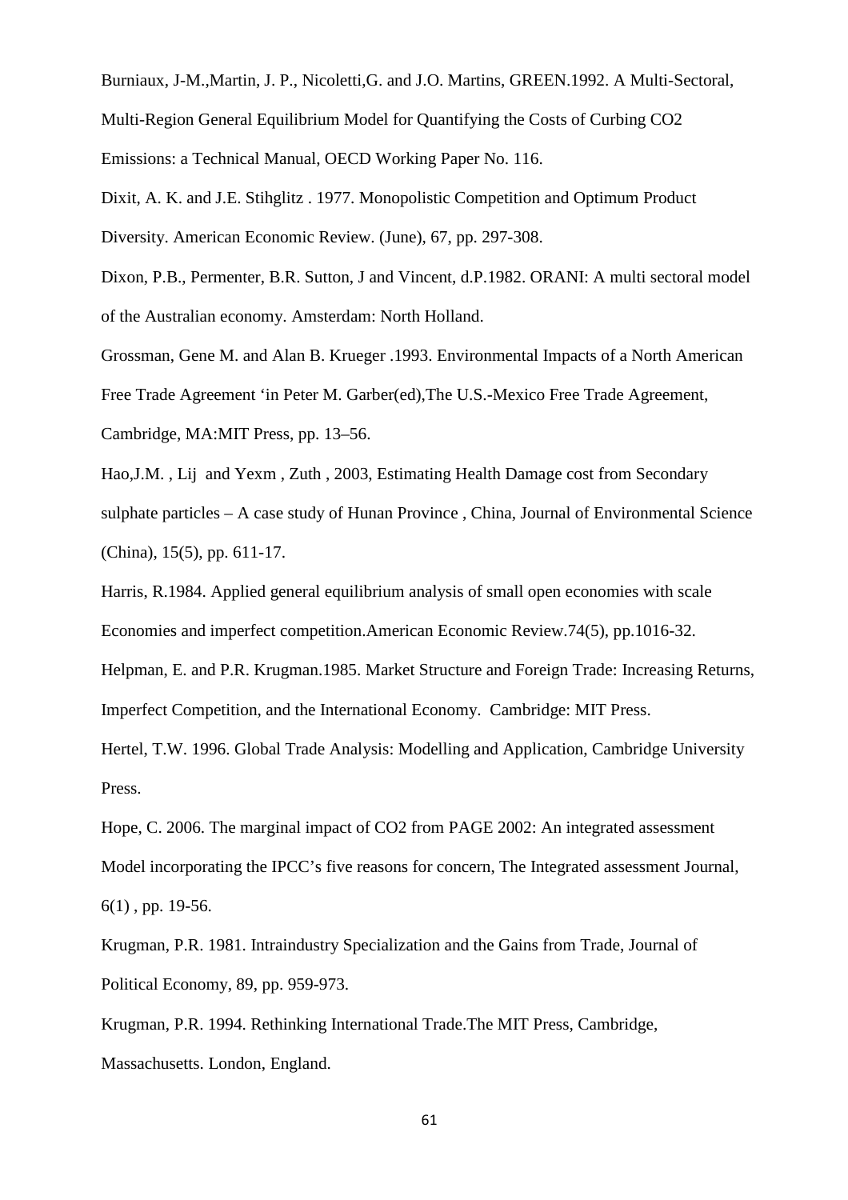Burniaux, J-M.,Martin, J. P., Nicoletti,G. and J.O. Martins, GREEN.1992. A Multi-Sectoral, Multi-Region General Equilibrium Model for Quantifying the Costs of Curbing CO2 Emissions: a Technical Manual, OECD Working Paper No. 116.

Dixit, A. K. and J.E. Stihglitz . 1977. Monopolistic Competition and Optimum Product Diversity. American Economic Review. (June), 67, pp. 297-308.

Dixon, P.B., Permenter, B.R. Sutton, J and Vincent, d.P.1982. ORANI: A multi sectoral model of the Australian economy. Amsterdam: North Holland.

Grossman, Gene M. and Alan B. Krueger .1993. Environmental Impacts of a North American Free Trade Agreement 'in Peter M. Garber(ed),The U.S.-Mexico Free Trade Agreement, Cambridge, MA:MIT Press, pp. 13–56.

Hao,J.M. , Lij and Yexm , Zuth , 2003, Estimating Health Damage cost from Secondary sulphate particles – A case study of Hunan Province , China, Journal of Environmental Science (China), 15(5), pp. 611-17.

Harris, R.1984. Applied general equilibrium analysis of small open economies with scale Economies and imperfect competition.American Economic Review.74(5), pp.1016-32.

Helpman, E. and P.R. Krugman.1985. Market Structure and Foreign Trade: Increasing Returns, Imperfect Competition, and the International Economy. Cambridge: MIT Press.

Hertel, T.W. 1996. Global Trade Analysis: Modelling and Application, Cambridge University Press.

Hope, C. 2006. The marginal impact of CO2 from PAGE 2002: An integrated assessment Model incorporating the IPCC's five reasons for concern, The Integrated assessment Journal, 6(1) , pp. 19-56.

Krugman, P.R. 1981. Intraindustry Specialization and the Gains from Trade, Journal of Political Economy, 89, pp. 959-973.

Krugman, P.R. 1994. Rethinking International Trade.The MIT Press, Cambridge, Massachusetts. London, England.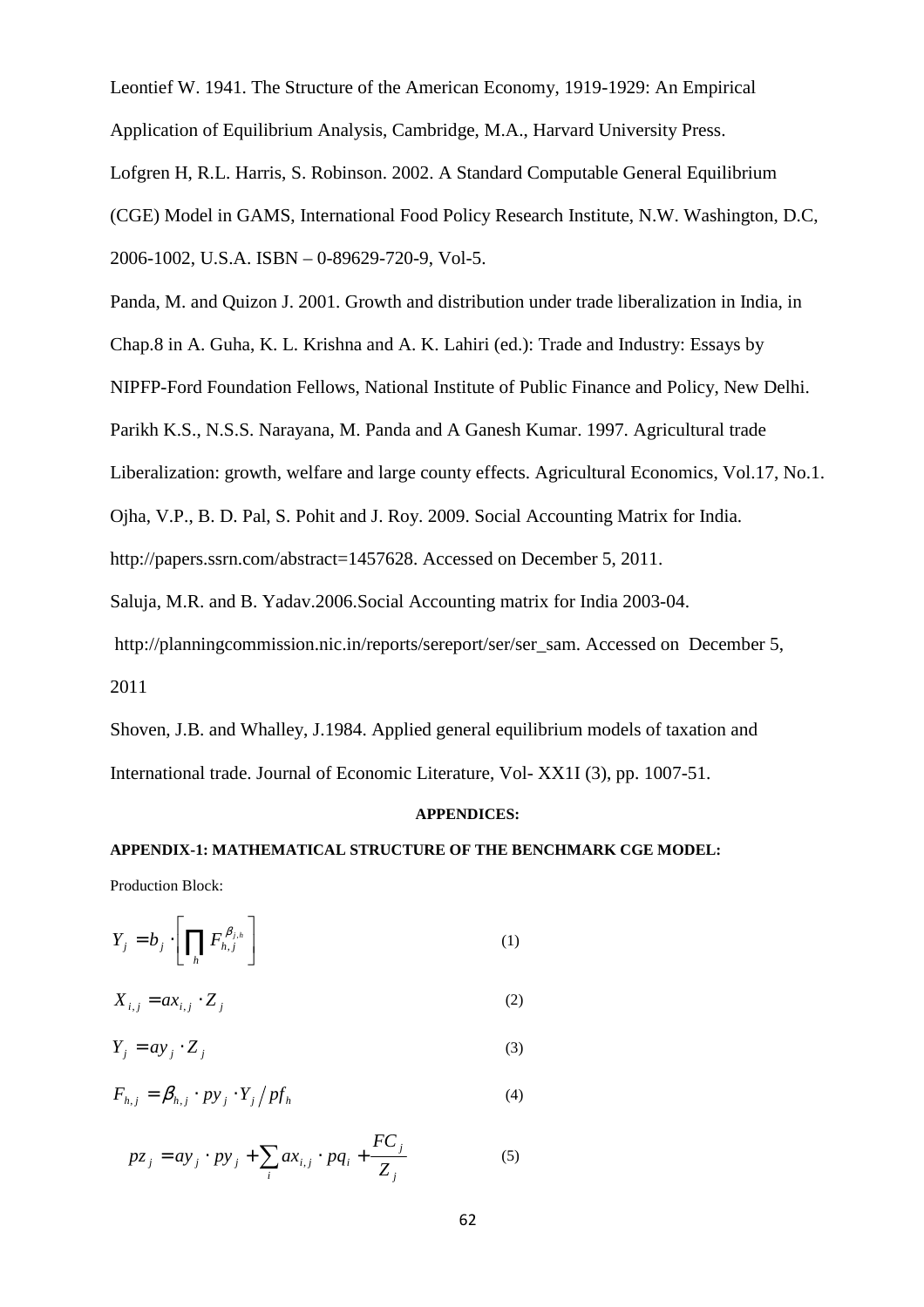Leontief W. 1941. The Structure of the American Economy, 1919-1929: An Empirical Application of Equilibrium Analysis, Cambridge, M.A., Harvard University Press.

Lofgren H, R.L. Harris, S. Robinson. 2002. A Standard Computable General Equilibrium (CGE) Model in GAMS, International Food Policy Research Institute, N.W. Washington, D.C, 2006-1002, U.S.A. ISBN – 0-89629-720-9, Vol-5.

Panda, M. and Quizon J. 2001. Growth and distribution under trade liberalization in India, in Chap.8 in A. Guha, K. L. Krishna and A. K. Lahiri (ed.): Trade and Industry: Essays by NIPFP-Ford Foundation Fellows, National Institute of Public Finance and Policy, New Delhi.

Parikh K.S., N.S.S. Narayana, M. Panda and A Ganesh Kumar. 1997. Agricultural trade Liberalization: growth, welfare and large county effects. Agricultural Economics, Vol.17, No.1.

Ojha, V.P., B. D. Pal, S. Pohit and J. Roy. 2009. Social Accounting Matrix for India. http://papers.ssrn.com/abstract=1457628. Accessed on December 5, 2011.

Saluja, M.R. and B. Yadav.2006.Social Accounting matrix for India 2003-04. http://planningcommission.nic.in/reports/sereport/ser/ser_sam. Accessed on December 5, 2011

Shoven, J.B. and Whalley, J.1984. Applied general equilibrium models of taxation and International trade. Journal of Economic Literature, Vol- XX1I (3), pp. 1007-51.

**APPENDICES:**

**APPENDIX-1: MATHEMATICAL STRUCTURE OF THE BENCHMARK CGE MODEL:**

Production Block:

$$Y_j = b_j \cdot \left[ \prod_h F_{h,j}^{\beta_{j,h}} \right] \tag{1}$$

$$X_{i,j} = ax_{i,j} \cdot Z_j \tag{2}$$

$$Y_j = ay_j \cdot Z_j \tag{3}$$

$$F_{h,j} = \beta_{h,j} \cdot py_j \cdot Y_j \big/ pf_h \tag{4}$$

$$pz_j = ay_j \cdot py_j + \sum_i ax_{i,j} \cdot pq_i + \frac{FC_j}{Z_j} \tag{5}$$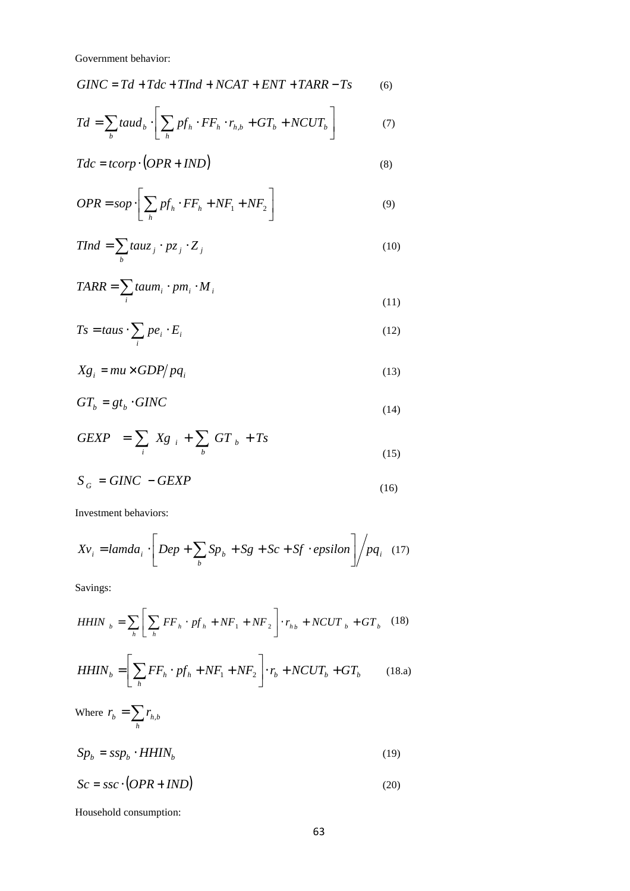Government behavior:

$$GINC = Td + Tdc + TInd + NCAT + ENT + TARR - Ts \quad (6)$$

$$Td = \sum_b taud_b \cdot \left[ \sum_h pf_h \cdot FF_h \cdot r_{h,b} + GT_b + NCUT_b \right] \quad (7)$$

$$Tdc = tcorp \cdot (OPR + IND) \quad (8)$$

$$OPR = sop \cdot \left[ \sum_h pf_h \cdot FF_h + NF_1 + NF_2 \right] \quad (9)$$

$$TInd = \sum_b tauz_j \cdot pz_j \cdot Z_j \quad (10)$$

$$TARR = \sum_i taum_i \cdot pm_i \cdot M_i \quad (11)$$

$$Ts = taus \cdot \sum_i pe_i \cdot E_i \quad (12)$$

$$Xg_i = mu \times GDP / pq_i \quad (13)$$

$$GT_b = gt_b \cdot GINC \quad (14)$$

$$GEXP = \sum_i Xg_i + \sum_b GT_b + Ts \quad (15)$$

$$S_G = GINC - GEXP \quad (16)$$

Investment behaviors:

$$Xv_i = lamda_i \cdot \left[ Dep + \sum_b Sp_b + Sg + Sc + Sf \cdot epsilon \right] \Big/ pq_i \quad (17)$$

Savings:

$$HHIN_b = \sum_h \left[ \sum_h FF_h \cdot pf_h + NF_1 + NF_2 \right] \cdot r_{hb} + NCUT_b + GT_b \quad (18)$$

$$HHIN_b = \left[ \sum_h FF_h \cdot pf_h + NF_1 + NF_2 \right] \cdot r_b + NCUT_b + GT_b \quad (18.a)$$

Where $r_b = \sum_h r_{h,b}$

$$Sp_b = ssp_b \cdot HHIN_b \quad (19)$$

$$Sc = ssc \cdot (OPR + IND) \quad (20)$$

Household consumption: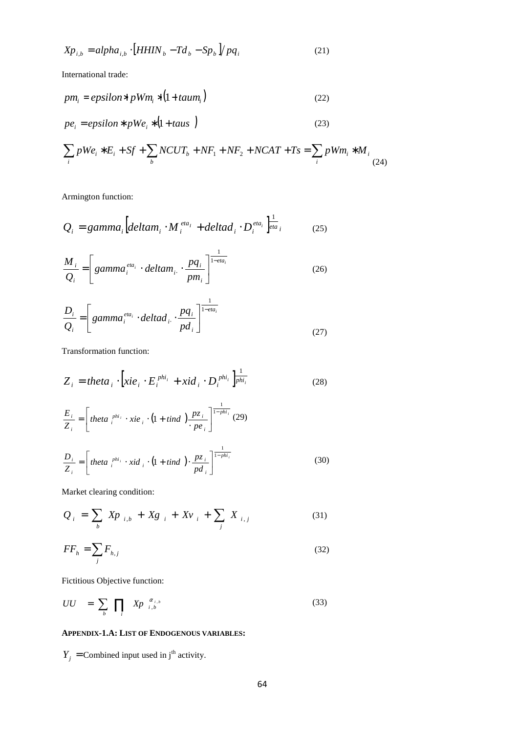$$Xp_{i,b} = alpha_{i,b} \cdot \left[HHIN_b - Td_b - Sp_b\right] / pq_i \tag{21}$$

International trade:

$$pm_i = epsilon * pWm_i * (1 + taum_i) \tag{22}$$

$$pe_i = epsilon * pWe_i * (1 + taus\ ) \tag{23}$$

$$\sum_i pWe_i * E_i + Sf + \sum_b NCUT_b + NF_1 + NF_2 + NCAT + Ts = \sum_i pWm_i * M_i \tag{24}$$

Armington function:

$$Q_i = gamma_i \left[deltam_i \cdot M_i^{eta_I} + deltad_i \cdot D_i^{eta_i}\right]^{\frac{1}{eta_i}} \tag{25}$$

$$\frac{M_i}{Q_i} = \left[gamma_i^{eta_i} \cdot deltam_{i\cdot} \cdot \frac{pq_i}{pm_i}\right]^{\frac{1}{1-eta_i}} \tag{26}$$

$$\frac{D_i}{Q_i} = \left[gamma_i^{eta_i} \cdot deltad_{i\cdot} \cdot \frac{pq_i}{pd_i}\right]^{\frac{1}{1-eta_i}} \tag{27}$$

Transformation function:

$$Z_i = theta_i \cdot \left[xie_i \cdot E_i^{phi_i} + xid_i \cdot D_i^{phi_i}\right]^{\frac{1}{phi_i}} \tag{28}$$

$$\frac{E_i}{Z_i} = \left[theta_i^{phi_i} \cdot xie_i \cdot (1 + tind\ ) \frac{pz_i}{\cdot pe_i}\right]^{\frac{1}{1-phi_i}} \tag{29}$$

$$\frac{D_i}{Z_i} = \left[theta_i^{phi_i} \cdot xid_i \cdot (1 + tind\ ) \cdot \frac{pz_i}{pd_i}\right]^{\frac{1}{1-phi_i}} \tag{30}$$

Market clearing condition:

$$Q_i = \sum_b Xp_{i,b} + Xg_i + Xv_i + \sum_j X_{i,j} \tag{31}$$

$$FF_h = \sum_j F_{h,j} \tag{32}$$

Fictitious Objective function:

$$UU = \sum_b \prod_i Xp_{i,b}^{\alpha_{i,b}} \tag{33}$$

**APPENDIX-1.A: LIST OF ENDOGENOUS VARIABLES:**

$Y_j$ = Combined input used in j[th] activity.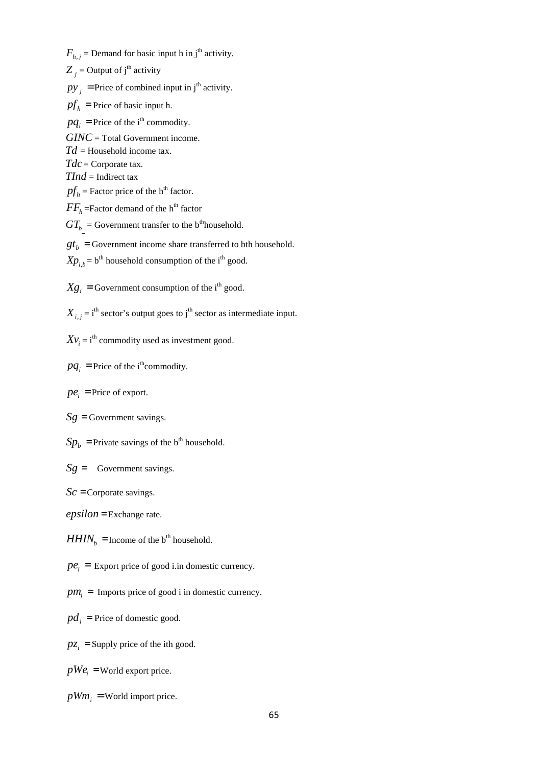$F_{h,j}$ = Demand for basic input h in j^th activity.

$Z_j$ = Output of j^th activity

$py_j$ = Price of combined input in j^th activity.

$pf_h$ = Price of basic input h.

$pq_i$ = Price of the i^th commodity.

$GINC$ = Total Government income.

$Td$ = Household income tax.

$Tdc$ = Corporate tax.

$TInd$ = Indirect tax

$pf_h$ = Factor price of the h^th factor.

$FF_h$ =Factor demand of the h^th factor

$GT_b$ = Government transfer to the b^th household.

$gt_b$ = Government income share transferred to bth household.

$Xp_{i,b}$ = b^th household consumption of the i^th good.

$Xg_i$ = Government consumption of the i^th good.

$X_{i,j}$ = i^th sector's output goes to j^th sector as intermediate input.

$Xv_i$ = i^th commodity used as investment good.

$pq_i$ = Price of the i^th commodity.

$pe_i$ = Price of export.

$Sg$ = Government savings.

$Sp_b$ = Private savings of the b^th household.

$Sg$ = Government savings.

$Sc$ = Corporate savings.

$epsilon$ = Exchange rate.

$HHIN_b$ = Income of the b^th household.

$pe_i$ = Export price of good i.in domestic currency.

$pm_i$ = Imports price of good i in domestic currency.

$pd_i$ = Price of domestic good.

$pz_i$ = Supply price of the ith good.

$pWe_i$ = World export price.

$pWm_i$ = World import price.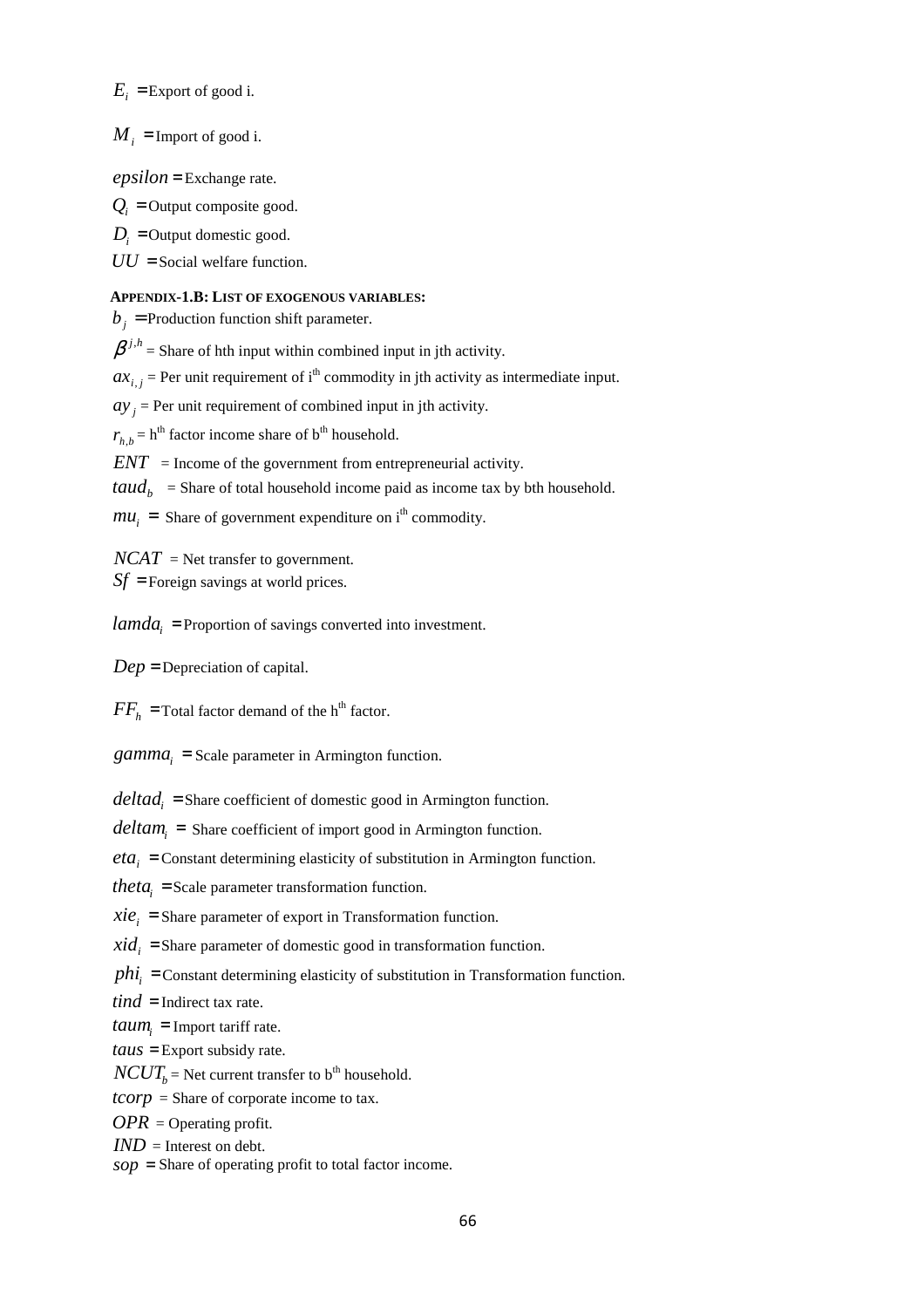$E_i$ = Export of good i.

$M_i$ = Import of good i.

$epsilon$ = Exchange rate.

$Q_i$ = Output composite good.

$D_i$ = Output domestic good.

$UU$ = Social welfare function.

**APPENDIX-1.B: LIST OF EXOGENOUS VARIABLES:**

$b_j$ = Production function shift parameter.

$\beta^{j,h}$ = Share of hth input within combined input in jth activity.

$ax_{i,j}$ = Per unit requirement of i[th] commodity in jth activity as intermediate input.

$ay_j$ = Per unit requirement of combined input in jth activity.

$r_{h,b}$ = h[th] factor income share of b[th] household.

$ENT$ = Income of the government from entrepreneurial activity.

$taud_b$ = Share of total household income paid as income tax by bth household.

$mu_i$ = Share of government expenditure on i[th] commodity.

$NCAT$ = Net transfer to government.

$Sf$ = Foreign savings at world prices.

$lamda_i$ = Proportion of savings converted into investment.

$Dep$ = Depreciation of capital.

$FF_h$ = Total factor demand of the h[th] factor.

$gamma_i$ = Scale parameter in Armington function.

$deltad_i$ = Share coefficient of domestic good in Armington function.

$deltam_i$ = Share coefficient of import good in Armington function.

$eta_i$ = Constant determining elasticity of substitution in Armington function.

$theta_i$ = Scale parameter transformation function.

$xie_i$ = Share parameter of export in Transformation function.

$xid_i$ = Share parameter of domestic good in transformation function.

$phi_i$ = Constant determining elasticity of substitution in Transformation function.

$tind$ = Indirect tax rate.

$taum_i$ = Import tariff rate.

$taus$ = Export subsidy rate.

$NCUT_b$ = Net current transfer to b[th] household.

$tcorp$ = Share of corporate income to tax.

$OPR$ = Operating profit.

$IND$ = Interest on debt.

$sop$ = Share of operating profit to total factor income.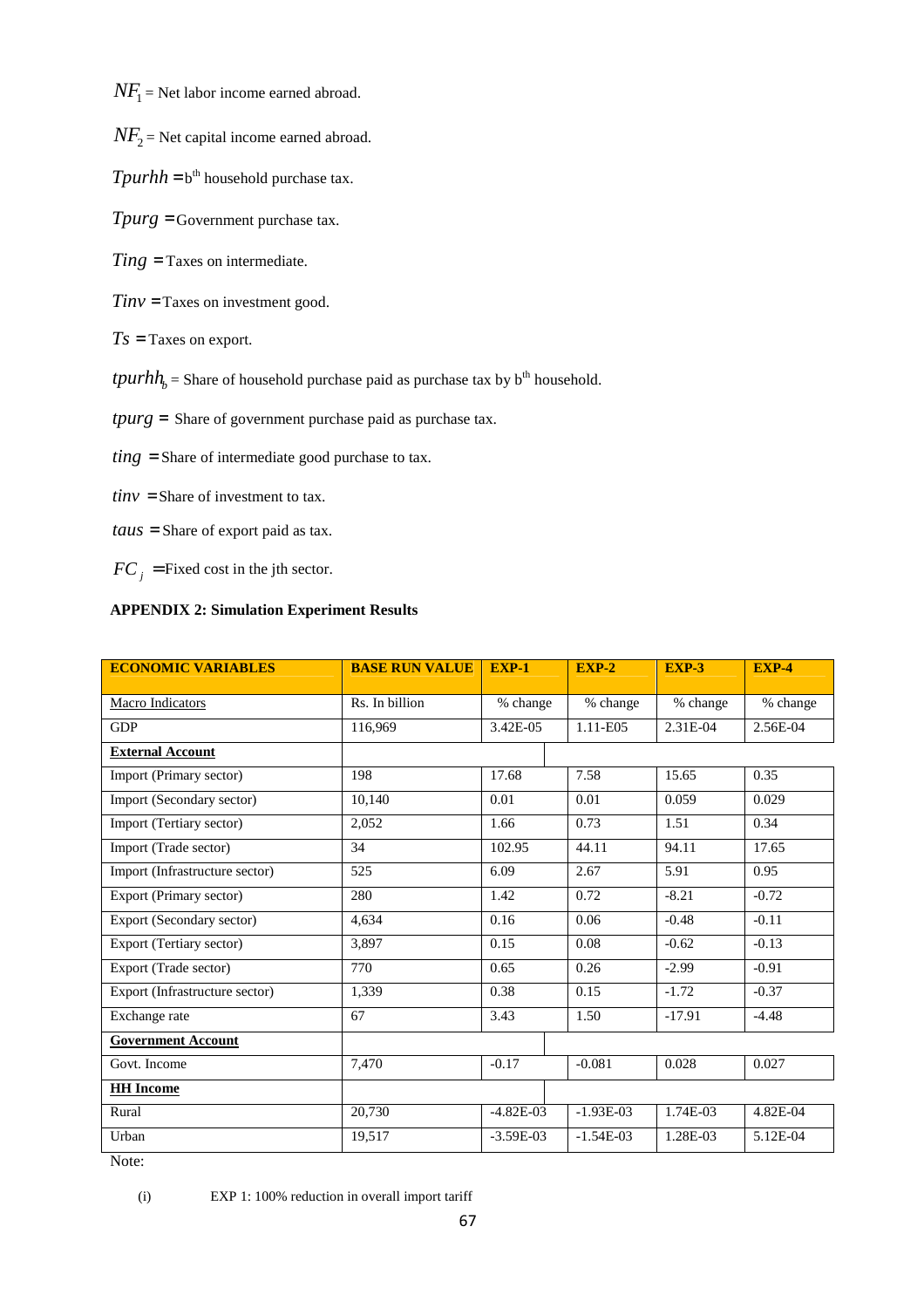$NF_1$ = Net labor income earned abroad.

$NF_2$ = Net capital income earned abroad.

$Tpurhh$ = b[th] household purchase tax.

$Tpurg$ = Government purchase tax.

$Ting$ = Taxes on intermediate.

$Tinv$ = Taxes on investment good.

$Ts$ = Taxes on export.

$tpurhh_b$ = Share of household purchase paid as purchase tax by b[th] household.

$tpurg$ = Share of government purchase paid as purchase tax.

$ting$ = Share of intermediate good purchase to tax.

$tinv$ = Share of investment to tax.

$taus$ = Share of export paid as tax.

$FC_j$ = Fixed cost in the jth sector.

**APPENDIX 2: Simulation Experiment Results**

| ECONOMIC VARIABLES | BASE RUN VALUE | EXP-1 | EXP-2 | EXP-3 | EXP-4 |
|---|---|---|---|---|---|
| Macro Indicators | Rs. In billion | % change | % change | % change | % change |
| GDP | 116,969 | 3.42E-05 | 1.11-E05 | 2.31E-04 | 2.56E-04 |
| **External Account** | | | | | |
| Import (Primary sector) | 198 | 17.68 | 7.58 | 15.65 | 0.35 |
| Import (Secondary sector) | 10,140 | 0.01 | 0.01 | 0.059 | 0.029 |
| Import (Tertiary sector) | 2,052 | 1.66 | 0.73 | 1.51 | 0.34 |
| Import (Trade sector) | 34 | 102.95 | 44.11 | 94.11 | 17.65 |
| Import (Infrastructure sector) | 525 | 6.09 | 2.67 | 5.91 | 0.95 |
| Export (Primary sector) | 280 | 1.42 | 0.72 | -8.21 | -0.72 |
| Export (Secondary sector) | 4,634 | 0.16 | 0.06 | -0.48 | -0.11 |
| Export (Tertiary sector) | 3,897 | 0.15 | 0.08 | -0.62 | -0.13 |
| Export (Trade sector) | 770 | 0.65 | 0.26 | -2.99 | -0.91 |
| Export (Infrastructure sector) | 1,339 | 0.38 | 0.15 | -1.72 | -0.37 |
| Exchange rate | 67 | 3.43 | 1.50 | -17.91 | -4.48 |
| **Government Account** | | | | | |
| Govt. Income | 7,470 | -0.17 | -0.081 | 0.028 | 0.027 |
| **HH Income** | | | | | |
| Rural | 20,730 | -4.82E-03 | -1.93E-03 | 1.74E-03 | 4.82E-04 |
| Urban | 19,517 | -3.59E-03 | -1.54E-03 | 1.28E-03 | 5.12E-04 |

Note:

(i) EXP 1: 100% reduction in overall import tariff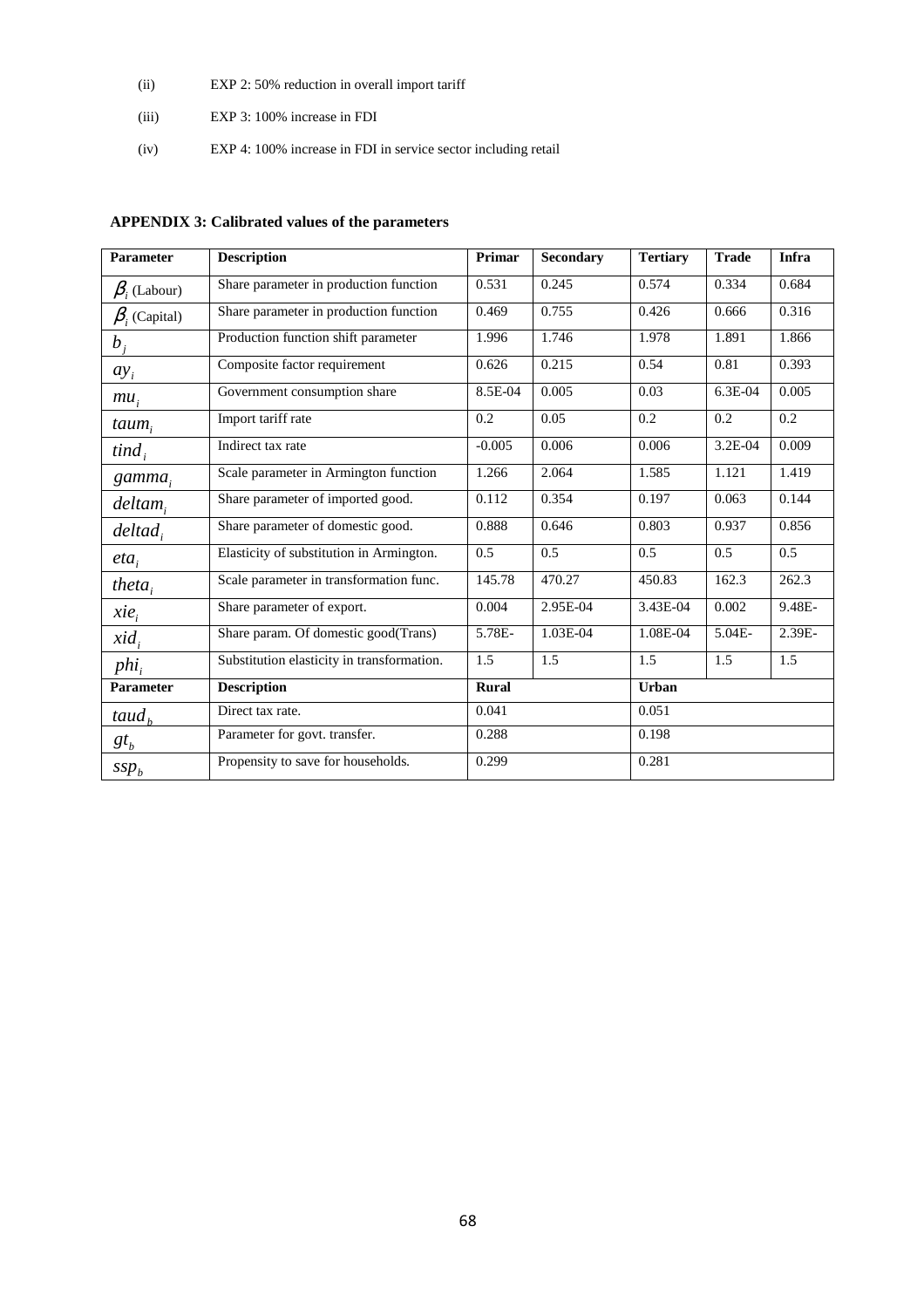(ii) EXP 2: 50% reduction in overall import tariff

(iii) EXP 3: 100% increase in FDI

(iv) EXP 4: 100% increase in FDI in service sector including retail

**APPENDIX 3: Calibrated values of the parameters**

| Parameter | Description | Primar | Secondary | Tertiary | Trade | Infra |
|---|---|---|---|---|---|---|
| $\beta_i$ (Labour) | Share parameter in production function | 0.531 | 0.245 | 0.574 | 0.334 | 0.684 |
| $\beta_i$ (Capital) | Share parameter in production function | 0.469 | 0.755 | 0.426 | 0.666 | 0.316 |
| $b_j$ | Production function shift parameter | 1.996 | 1.746 | 1.978 | 1.891 | 1.866 |
| $ay_i$ | Composite factor requirement | 0.626 | 0.215 | 0.54 | 0.81 | 0.393 |
| $mu_i$ | Government consumption share | 8.5E-04 | 0.005 | 0.03 | 6.3E-04 | 0.005 |
| $taum_i$ | Import tariff rate | 0.2 | 0.05 | 0.2 | 0.2 | 0.2 |
| $tind_i$ | Indirect tax rate | -0.005 | 0.006 | 0.006 | 3.2E-04 | 0.009 |
| $gamma_i$ | Scale parameter in Armington function | 1.266 | 2.064 | 1.585 | 1.121 | 1.419 |
| $deltam_i$ | Share parameter of imported good. | 0.112 | 0.354 | 0.197 | 0.063 | 0.144 |
| $deltad_i$ | Share parameter of domestic good. | 0.888 | 0.646 | 0.803 | 0.937 | 0.856 |
| $eta_i$ | Elasticity of substitution in Armington. | 0.5 | 0.5 | 0.5 | 0.5 | 0.5 |
| $theta_i$ | Scale parameter in transformation func. | 145.78 | 470.27 | 450.83 | 162.3 | 262.3 |
| $xie_i$ | Share parameter of export. | 0.004 | 2.95E-04 | 3.43E-04 | 0.002 | 9.48E- |
| $xid_i$ | Share param. Of domestic good(Trans) | 5.78E- | 1.03E-04 | 1.08E-04 | 5.04E- | 2.39E- |
| $phi_i$ | Substitution elasticity in transformation. | 1.5 | 1.5 | 1.5 | 1.5 | 1.5 |
| **Parameter** | **Description** | **Rural** | | **Urban** | | |
| $taud_b$ | Direct tax rate. | 0.041 | | 0.051 | | |
| $gt_b$ | Parameter for govt. transfer. | 0.288 | | 0.198 | | |
| $ssp_b$ | Propensity to save for households. | 0.299 | | 0.281 | | |